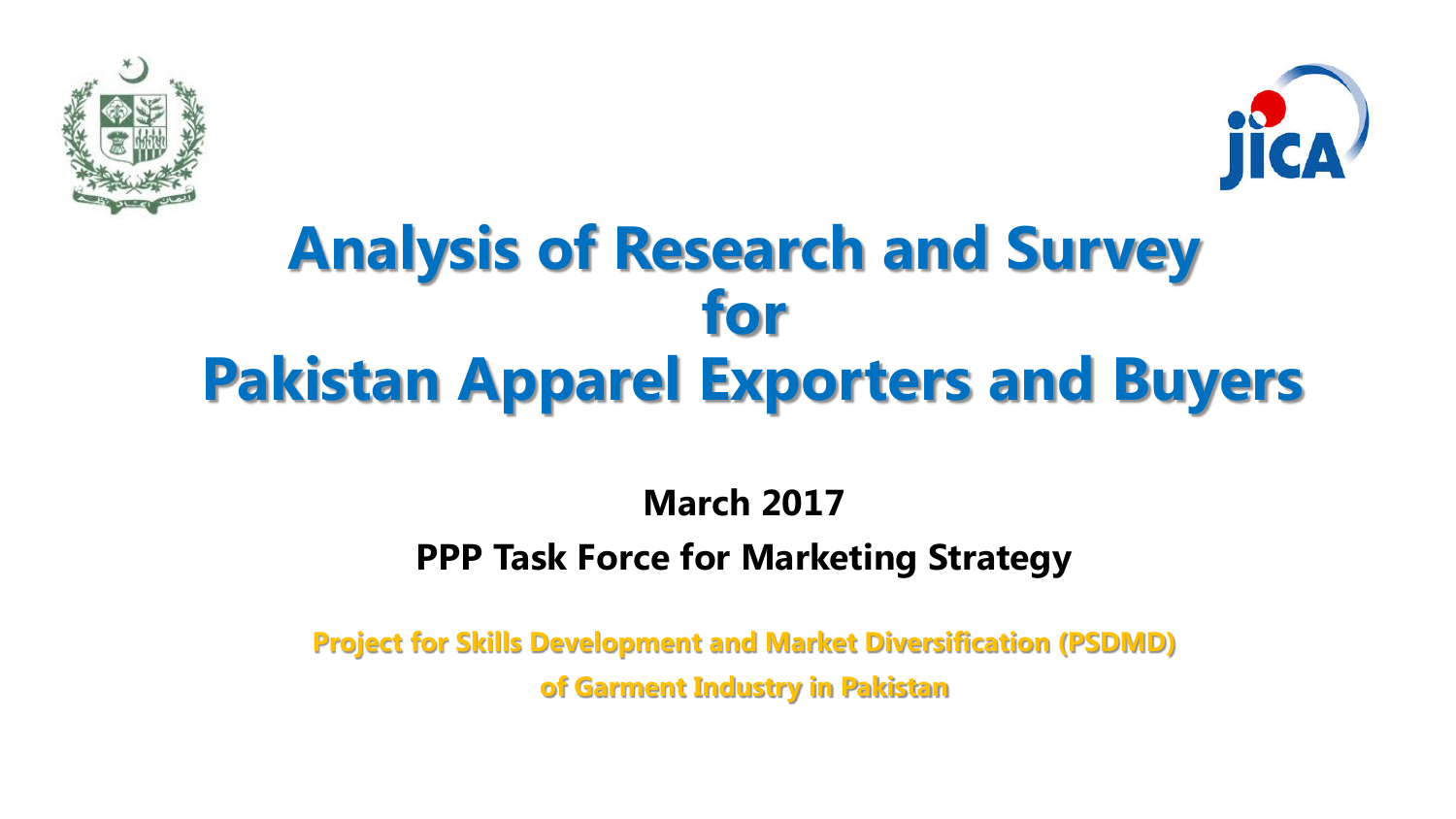# Analysis of Research and Survey for Pakistan Apparel Exporters and Buyers

**March 2017**

**PPP Task Force for Marketing Strategy**

**Project for Skills Development and Market Diversification (PSDMD) of Garment Industry in Pakistan**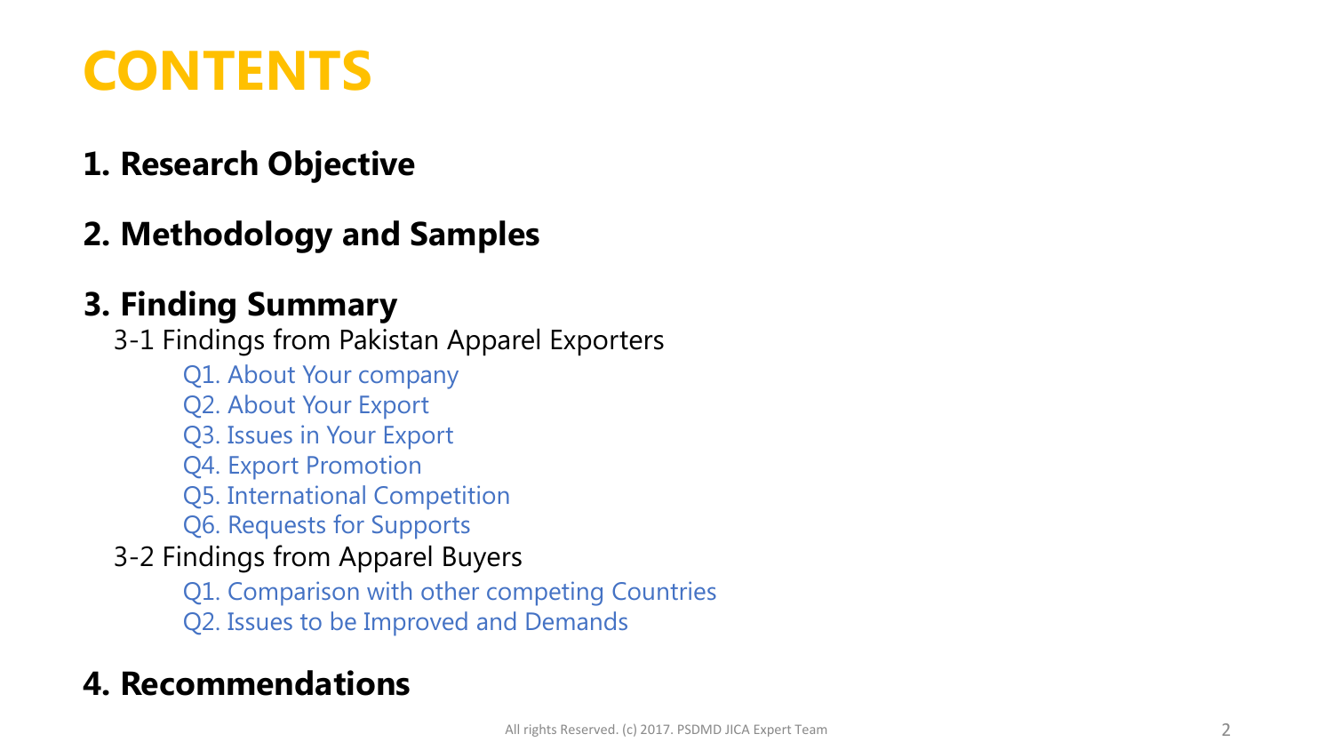# CONTENTS

## 1. Research Objective

## 2. Methodology and Samples

## 3. Finding Summary

3-1 Findings from Pakistan Apparel Exporters

- Q1. About Your company
- Q2. About Your Export
- Q3. Issues in Your Export
- Q4. Export Promotion
- Q5. International Competition
- Q6. Requests for Supports

3-2 Findings from Apparel Buyers

- Q1. Comparison with other competing Countries
- Q2. Issues to be Improved and Demands

## 4. Recommendations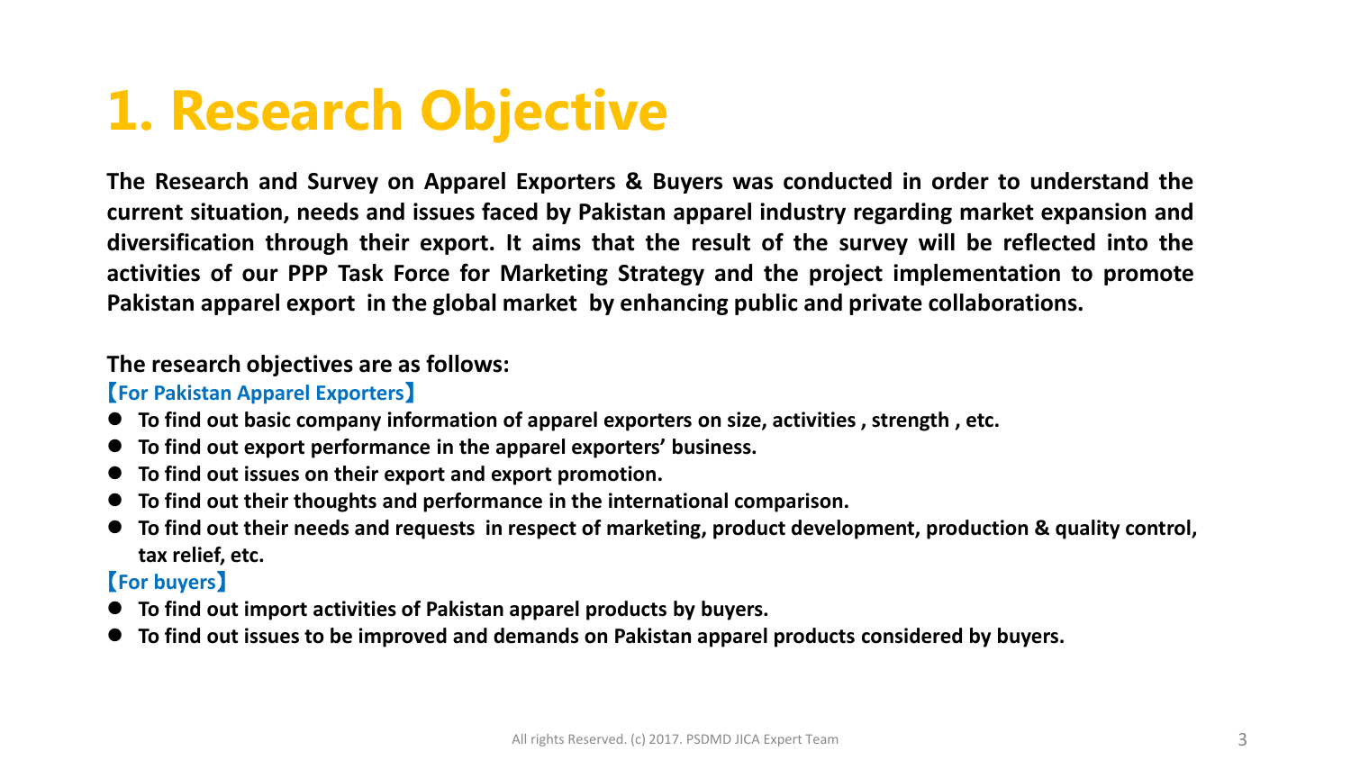# 1. Research Objective

**The Research and Survey on Apparel Exporters & Buyers was conducted in order to understand the current situation, needs and issues faced by Pakistan apparel industry regarding market expansion and diversification through their export. It aims that the result of the survey will be reflected into the activities of our PPP Task Force for Marketing Strategy and the project implementation to promote Pakistan apparel export in the global market by enhancing public and private collaborations.**

**The research objectives are as follows:**

**【For Pakistan Apparel Exporters】**

- **To find out basic company information of apparel exporters on size, activities , strength , etc.**
- **To find out export performance in the apparel exporters' business.**
- **To find out issues on their export and export promotion.**
- **To find out their thoughts and performance in the international comparison.**
- **To find out their needs and requests in respect of marketing, product development, production & quality control, tax relief, etc.**

**【For buyers】**

- **To find out import activities of Pakistan apparel products by buyers.**
- **To find out issues to be improved and demands on Pakistan apparel products considered by buyers.**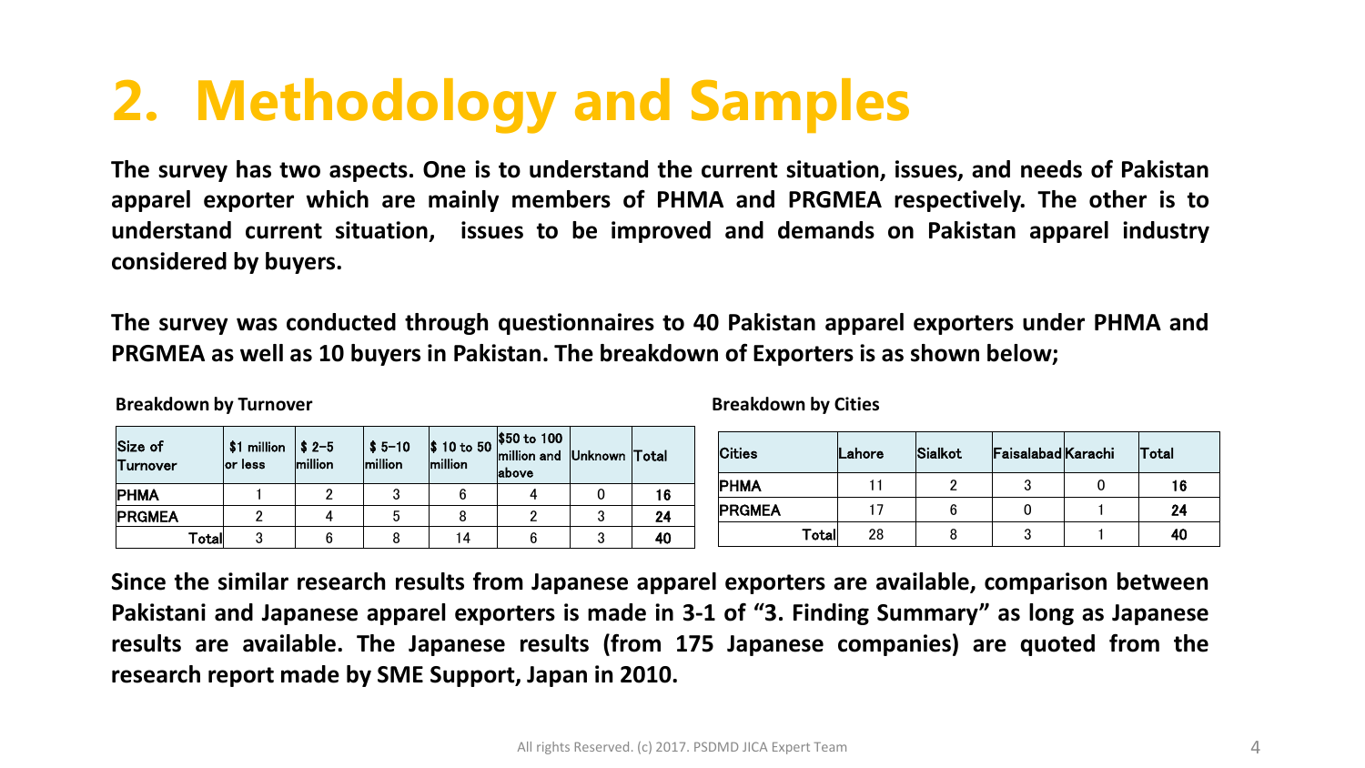# 2. Methodology and Samples

**The survey has two aspects. One is to understand the current situation, issues, and needs of Pakistan apparel exporter which are mainly members of PHMA and PRGMEA respectively. The other is to understand current situation, issues to be improved and demands on Pakistan apparel industry considered by buyers.**

**The survey was conducted through questionnaires to 40 Pakistan apparel exporters under PHMA and PRGMEA as well as 10 buyers in Pakistan. The breakdown of Exporters is as shown below;**

**Breakdown by Turnover**

| Size of Turnover | $1 million or less | $ 2–5 million | $ 5–10 million | $ 10 to 50 million | $50 to 100 million and above | Unknown | Total |
|---|---|---|---|---|---|---|---|
| PHMA | 1 | 2 | 3 | 6 | 4 | 0 | 16 |
| PRGMEA | 2 | 4 | 5 | 8 | 2 | 3 | 24 |
| Total | 3 | 6 | 8 | 14 | 6 | 3 | 40 |

**Breakdown by Cities**

| Cities | Lahore | Sialkot | Faisalabad | Karachi | Total |
|---|---|---|---|---|---|
| PHMA | 11 | 2 | 3 | 0 | 16 |
| PRGMEA | 17 | 6 | 0 | 1 | 24 |
| Total | 28 | 8 | 3 | 1 | 40 |

**Since the similar research results from Japanese apparel exporters are available, comparison between Pakistani and Japanese apparel exporters is made in 3-1 of "3. Finding Summary" as long as Japanese results are available. The Japanese results (from 175 Japanese companies) are quoted from the research report made by SME Support, Japan in 2010.**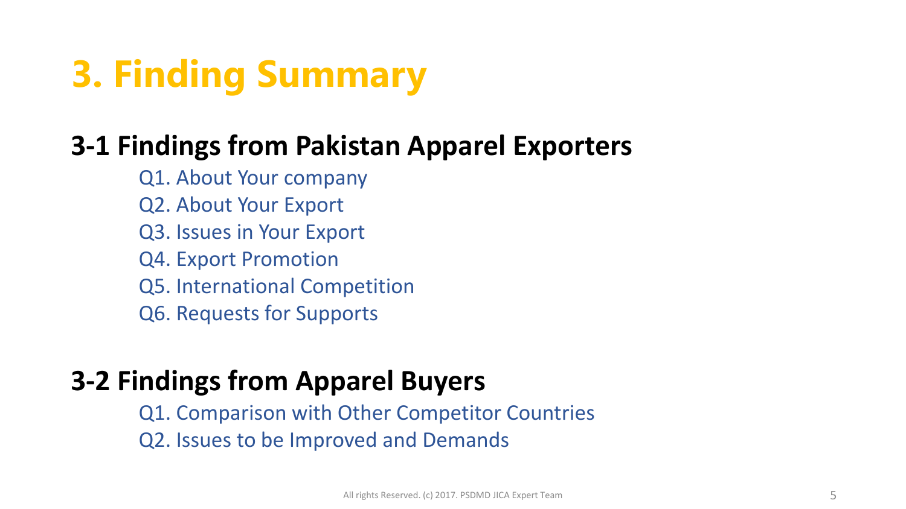# 3. Finding Summary

## 3-1 Findings from Pakistan Apparel Exporters

Q1. About Your company

Q2. About Your Export

Q3. Issues in Your Export

Q4. Export Promotion

Q5. International Competition

Q6. Requests for Supports

## 3-2 Findings from Apparel Buyers

Q1. Comparison with Other Competitor Countries

Q2. Issues to be Improved and Demands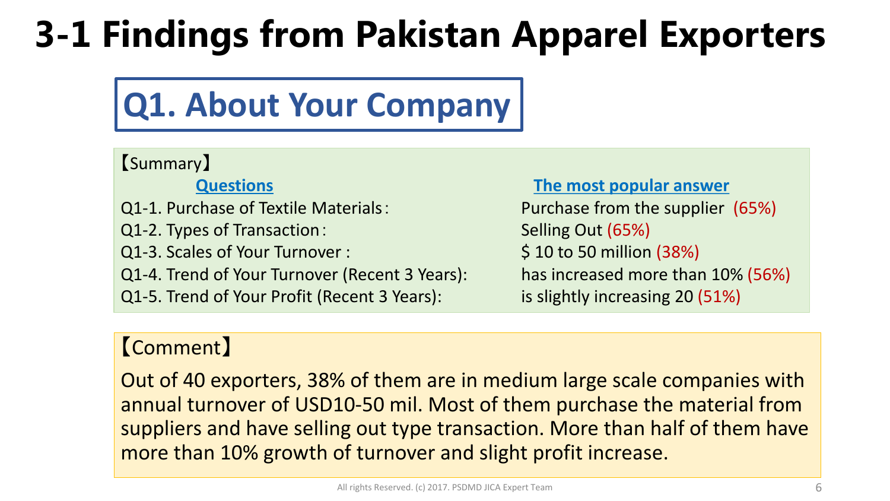# 3-1 Findings from Pakistan Apparel Exporters

## Q1. About Your Company

【Summary】

| Questions | The most popular answer |
| --- | --- |
| Q1-1. Purchase of Textile Materials : | Purchase from the supplier (65%) |
| Q1-2. Types of Transaction : | Selling Out (65%) |
| Q1-3. Scales of Your Turnover : | $ 10 to 50 million (38%) |
| Q1-4. Trend of Your Turnover (Recent 3 Years): | has increased more than 10% (56%) |
| Q1-5. Trend of Your Profit (Recent 3 Years): | is slightly increasing 20 (51%) |

【Comment】

Out of 40 exporters, 38% of them are in medium large scale companies with annual turnover of USD10-50 mil. Most of them purchase the material from suppliers and have selling out type transaction. More than half of them have more than 10% growth of turnover and slight profit increase.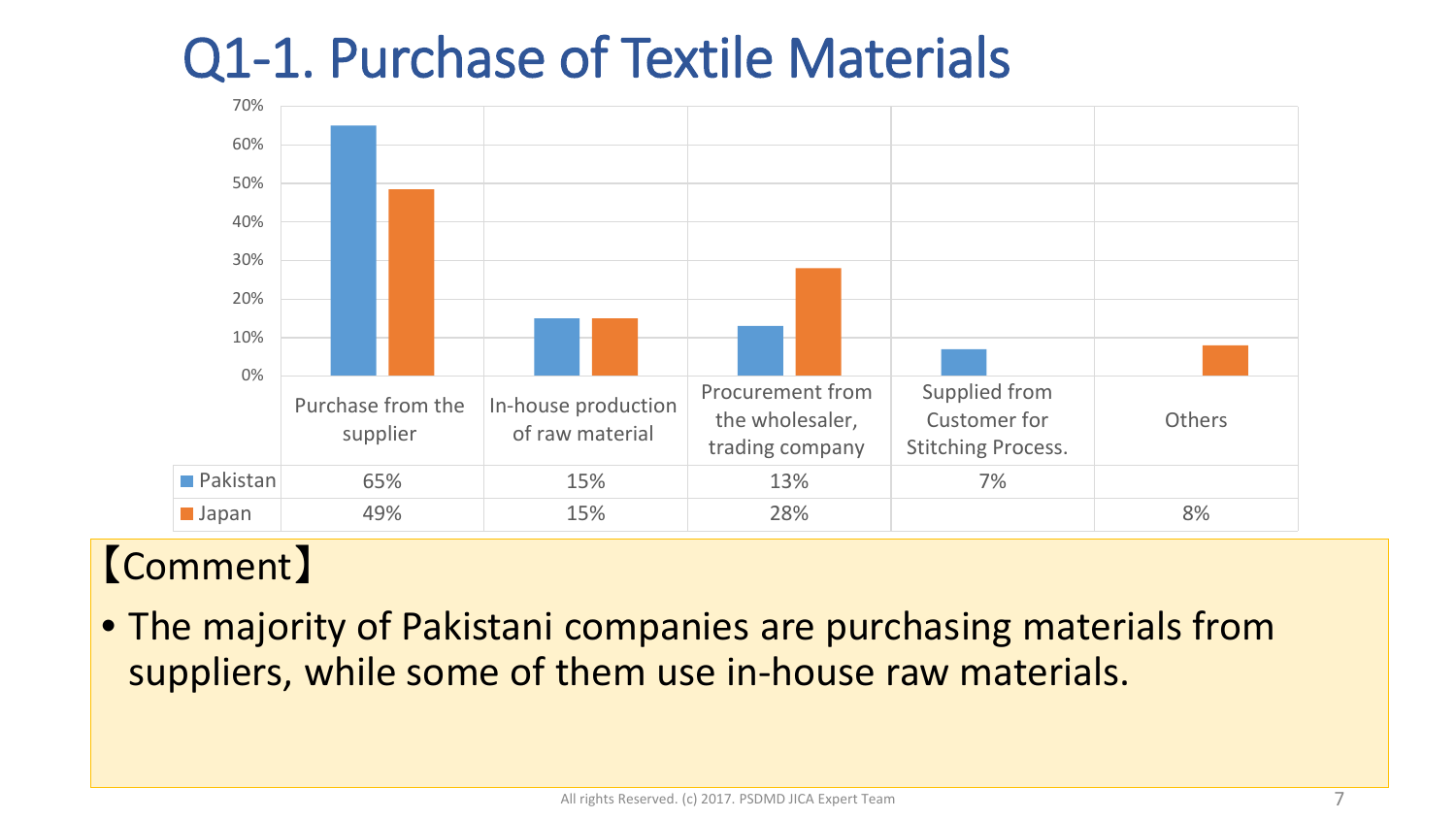# Q1-1. Purchase of Textile Materials

| | Purchase from the supplier | In-house production of raw material | Procurement from the wholesaler, trading company | Supplied from Customer for Stitching Process. | Others |
|---|---|---|---|---|---|
| Pakistan | 65% | 15% | 13% | 7% | |
| Japan | 49% | 15% | 28% | | 8% |

【Comment】

- The majority of Pakistani companies are purchasing materials from suppliers, while some of them use in-house raw materials.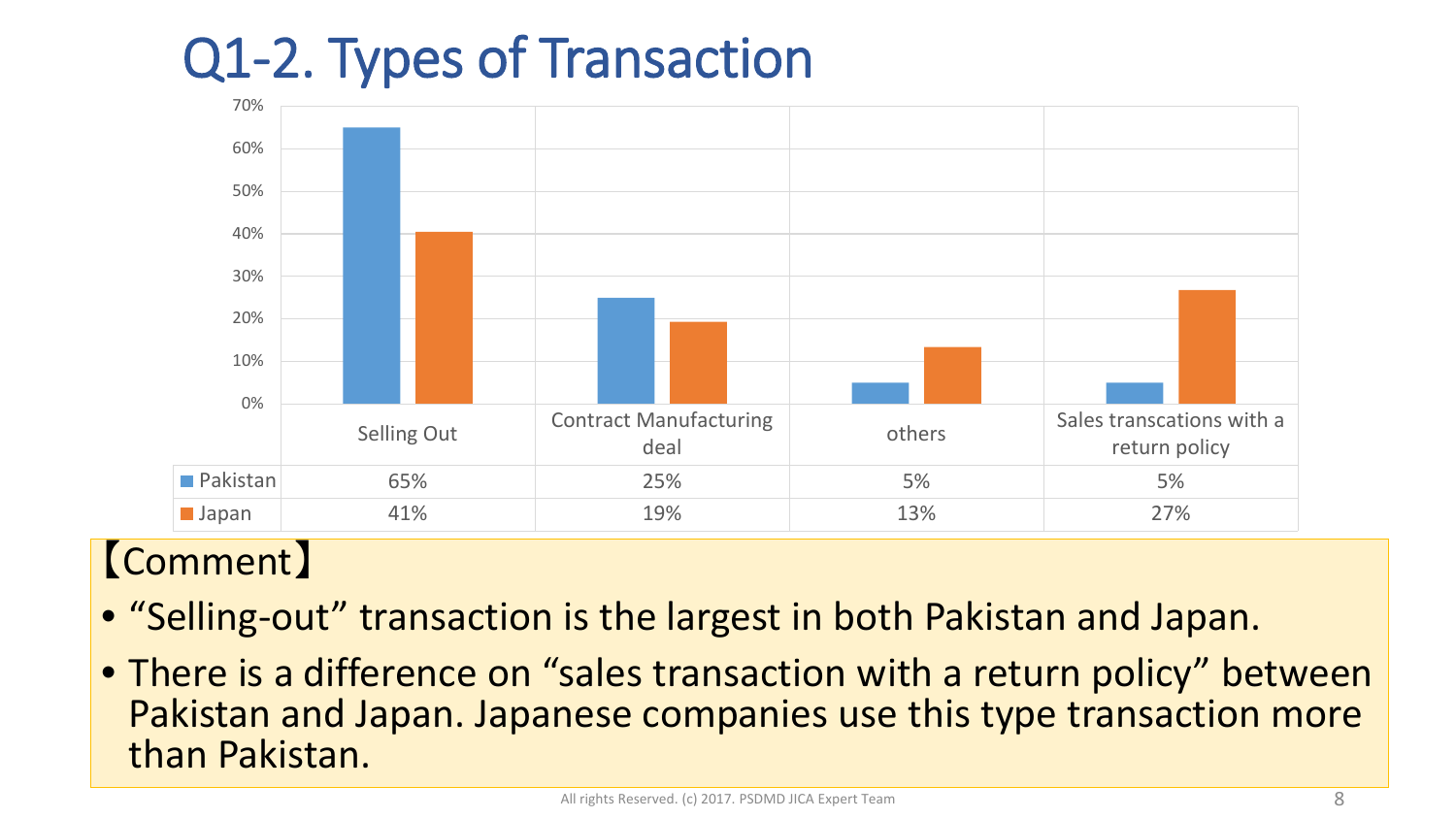# Q1-2. Types of Transaction

| | Selling Out | Contract Manufacturing deal | others | Sales transcations with a return policy |
|---|---|---|---|---|
| Pakistan | 65% | 25% | 5% | 5% |
| Japan | 41% | 19% | 13% | 27% |

【Comment】

- “Selling-out” transaction is the largest in both Pakistan and Japan.
- There is a difference on “sales transaction with a return policy” between Pakistan and Japan. Japanese companies use this type transaction more than Pakistan.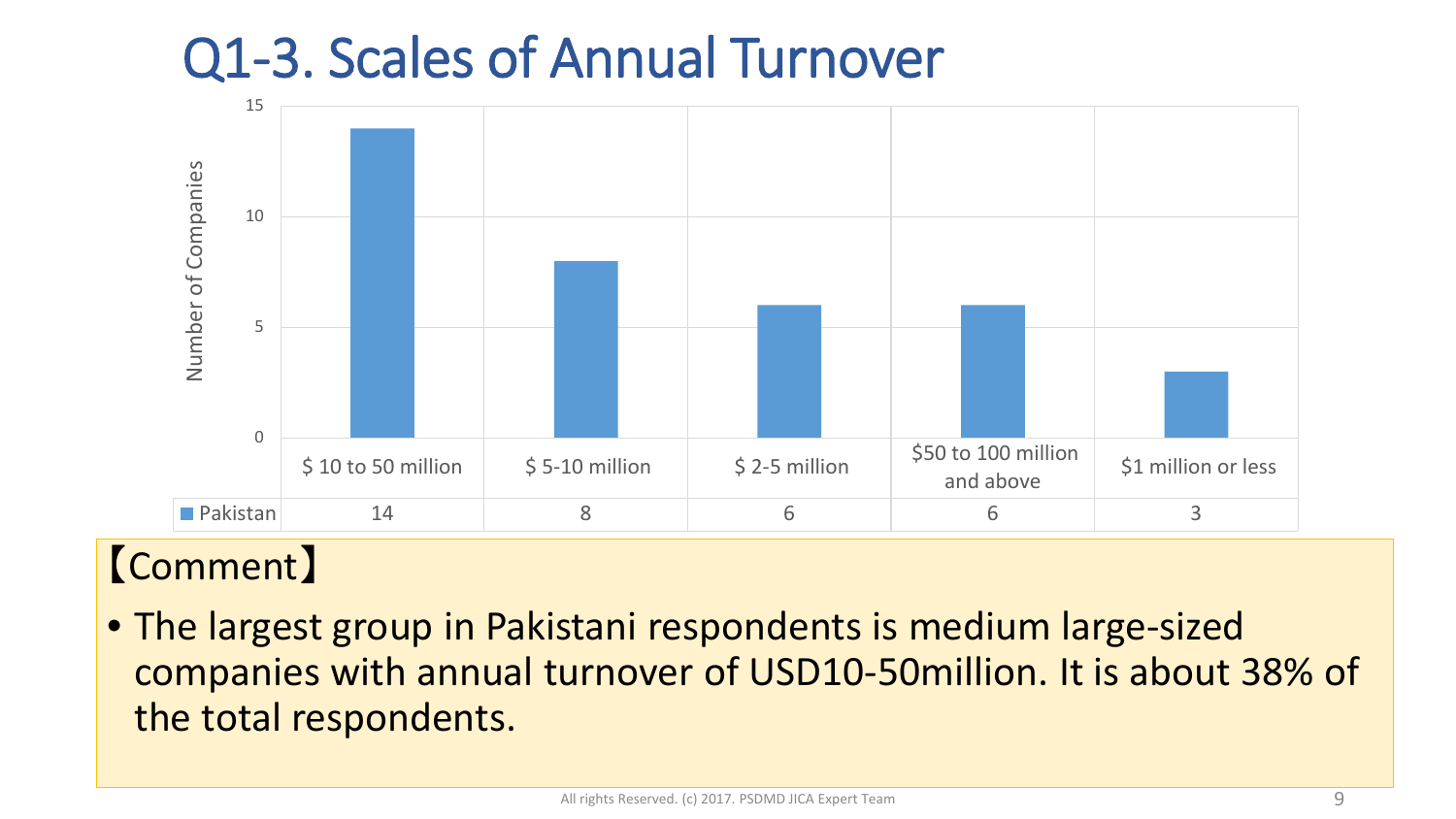# Q1-3. Scales of Annual Turnover

Number of Companies

| | $ 10 to 50 million | $ 5-10 million | $ 2-5 million | $50 to 100 million and above | $1 million or less |
|---|---|---|---|---|---|
| Pakistan | 14 | 8 | 6 | 6 | 3 |

【Comment】

- The largest group in Pakistani respondents is medium large-sized companies with annual turnover of USD10-50million. It is about 38% of the total respondents.

All rights Reserved. (c) 2017. PSDMD JICA Expert Team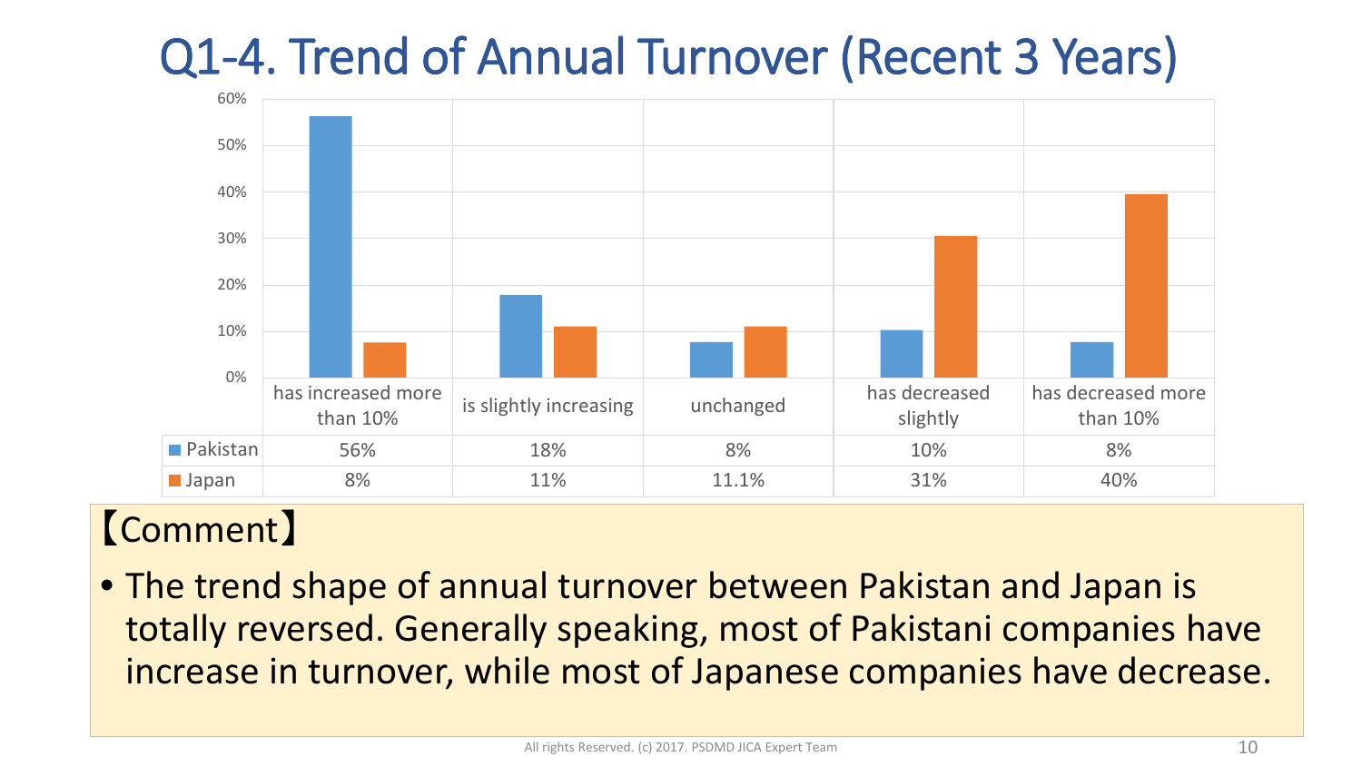# Q1-4. Trend of Annual Turnover (Recent 3 Years)

| | has increased more than 10% | is slightly increasing | unchanged | has decreased slightly | has decreased more than 10% |
|---|---|---|---|---|---|
| Pakistan | 56% | 18% | 8% | 10% | 8% |
| Japan | 8% | 11% | 11.1% | 31% | 40% |

【Comment】

- The trend shape of annual turnover between Pakistan and Japan is totally reversed. Generally speaking, most of Pakistani companies have increase in turnover, while most of Japanese companies have decrease.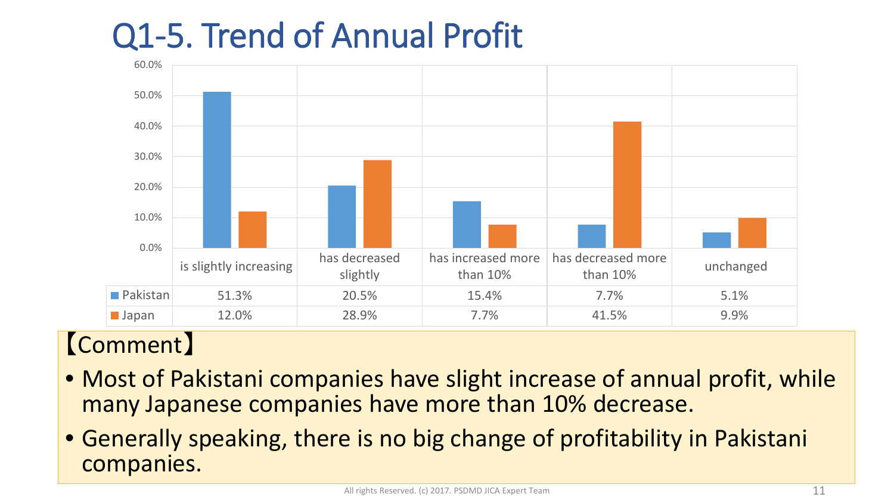# Q1-5. Trend of Annual Profit

| | is slightly increasing | has decreased slightly | has increased more than 10% | has decreased more than 10% | unchanged |
|---|---|---|---|---|---|
| Pakistan | 51.3% | 20.5% | 15.4% | 7.7% | 5.1% |
| Japan | 12.0% | 28.9% | 7.7% | 41.5% | 9.9% |

【Comment】

- Most of Pakistani companies have slight increase of annual profit, while many Japanese companies have more than 10% decrease.
- Generally speaking, there is no big change of profitability in Pakistani companies.

All rights Reserved. (c) 2017. PSDMD JICA Expert Team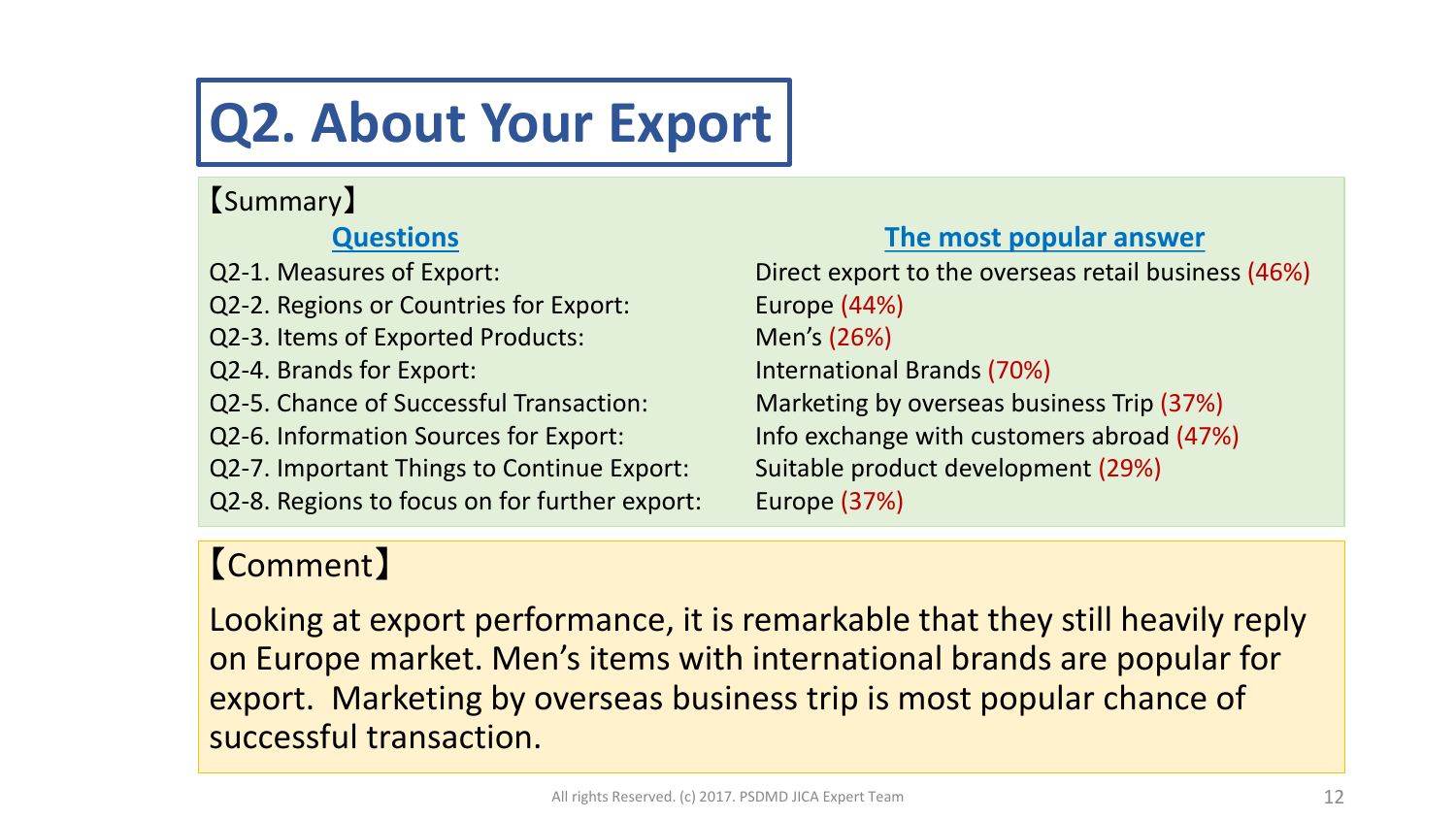# Q2. About Your Export

【Summary】

| Questions | The most popular answer |
| --- | --- |
| Q2-1. Measures of Export: | Direct export to the overseas retail business (46%) |
| Q2-2. Regions or Countries for Export: | Europe (44%) |
| Q2-3. Items of Exported Products: | Men's (26%) |
| Q2-4. Brands for Export: | International Brands (70%) |
| Q2-5. Chance of Successful Transaction: | Marketing by overseas business Trip (37%) |
| Q2-6. Information Sources for Export: | Info exchange with customers abroad (47%) |
| Q2-7. Important Things to Continue Export: | Suitable product development (29%) |
| Q2-8. Regions to focus on for further export: | Europe (37%) |

【Comment】

Looking at export performance, it is remarkable that they still heavily reply on Europe market. Men's items with international brands are popular for export. Marketing by overseas business trip is most popular chance of successful transaction.

All rights Reserved. (c) 2017. PSDMD JICA Expert Team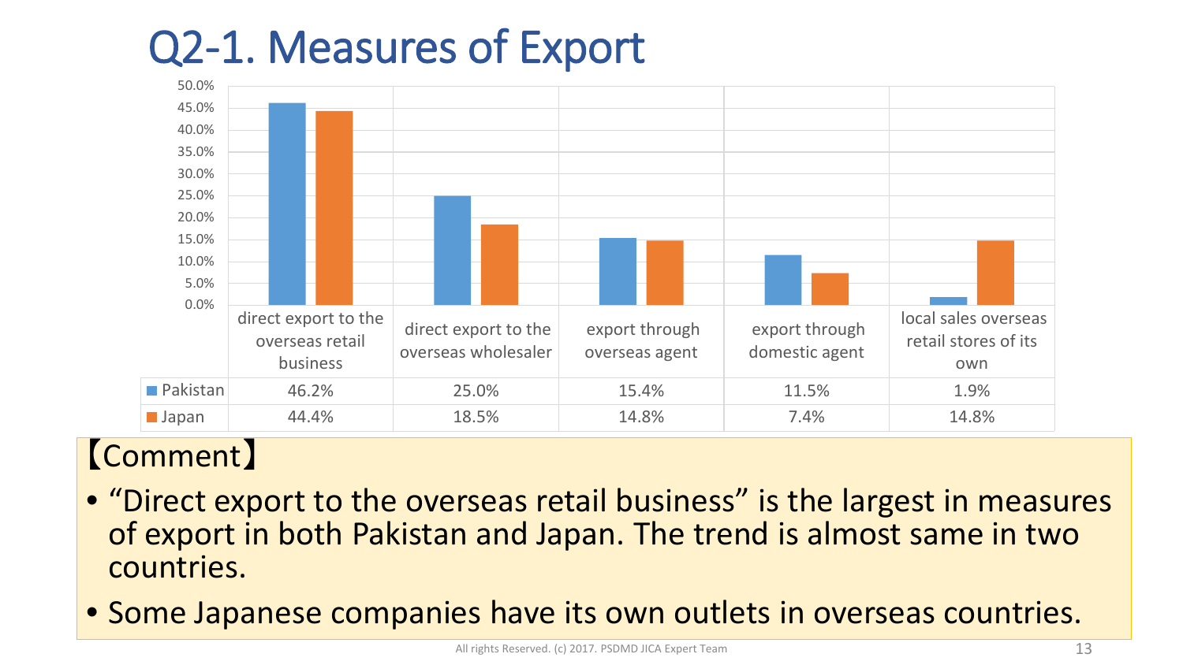# Q2-1. Measures of Export

| | direct export to the overseas retail business | direct export to the overseas wholesaler | export through overseas agent | export through domestic agent | local sales overseas retail stores of its own |
|---|---|---|---|---|---|
| Pakistan | 46.2% | 25.0% | 15.4% | 11.5% | 1.9% |
| Japan | 44.4% | 18.5% | 14.8% | 7.4% | 14.8% |

【Comment】

- "Direct export to the overseas retail business" is the largest in measures of export in both Pakistan and Japan. The trend is almost same in two countries.
- Some Japanese companies have its own outlets in overseas countries.

All rights Reserved. (c) 2017. PSDMD JICA Expert Team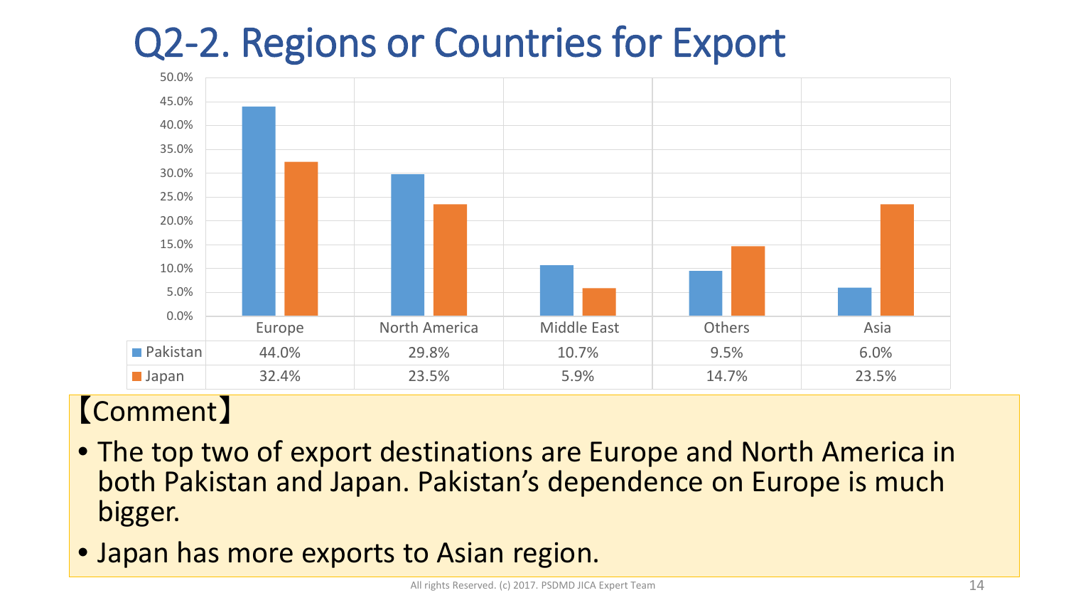# Q2-2. Regions or Countries for Export

| | Europe | North America | Middle East | Others | Asia |
|---|---|---|---|---|---|
| Pakistan | 44.0% | 29.8% | 10.7% | 9.5% | 6.0% |
| Japan | 32.4% | 23.5% | 5.9% | 14.7% | 23.5% |

【Comment】

- The top two of export destinations are Europe and North America in both Pakistan and Japan. Pakistan's dependence on Europe is much bigger.
- Japan has more exports to Asian region.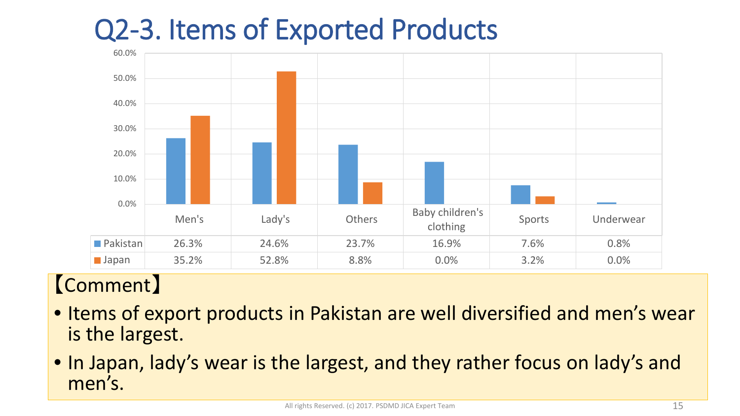# Q2-3. Items of Exported Products

| | Men's | Lady's | Others | Baby children's clothing | Sports | Underwear |
|---|---|---|---|---|---|---|
| Pakistan | 26.3% | 24.6% | 23.7% | 16.9% | 7.6% | 0.8% |
| Japan | 35.2% | 52.8% | 8.8% | 0.0% | 3.2% | 0.0% |

【Comment】

- Items of export products in Pakistan are well diversified and men's wear is the largest.
- In Japan, lady's wear is the largest, and they rather focus on lady's and men's.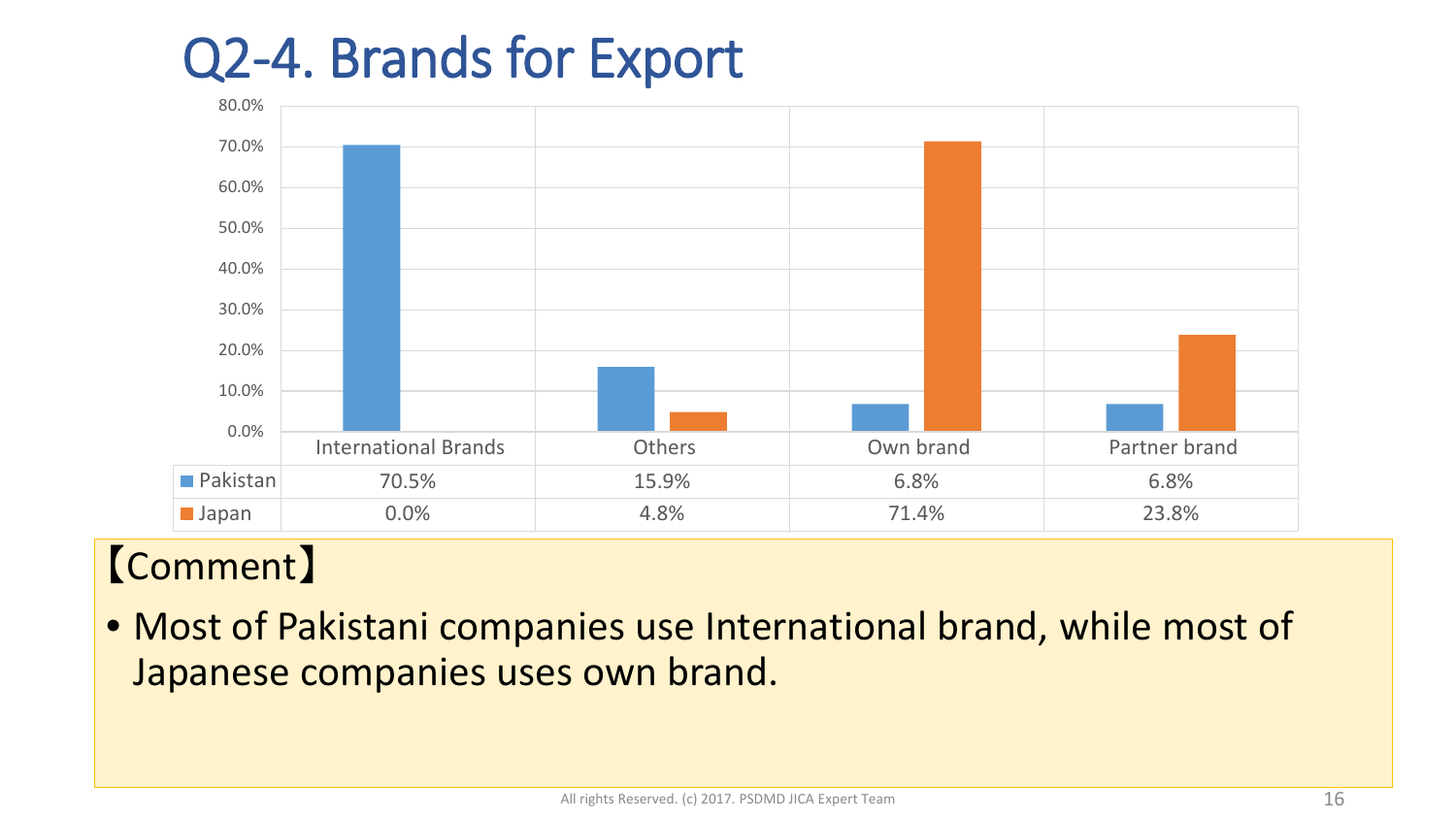# Q2-4. Brands for Export

| | International Brands | Others | Own brand | Partner brand |
|---|---|---|---|---|
| Pakistan | 70.5% | 15.9% | 6.8% | 6.8% |
| Japan | 0.0% | 4.8% | 71.4% | 23.8% |

【Comment】

- Most of Pakistani companies use International brand, while most of Japanese companies uses own brand.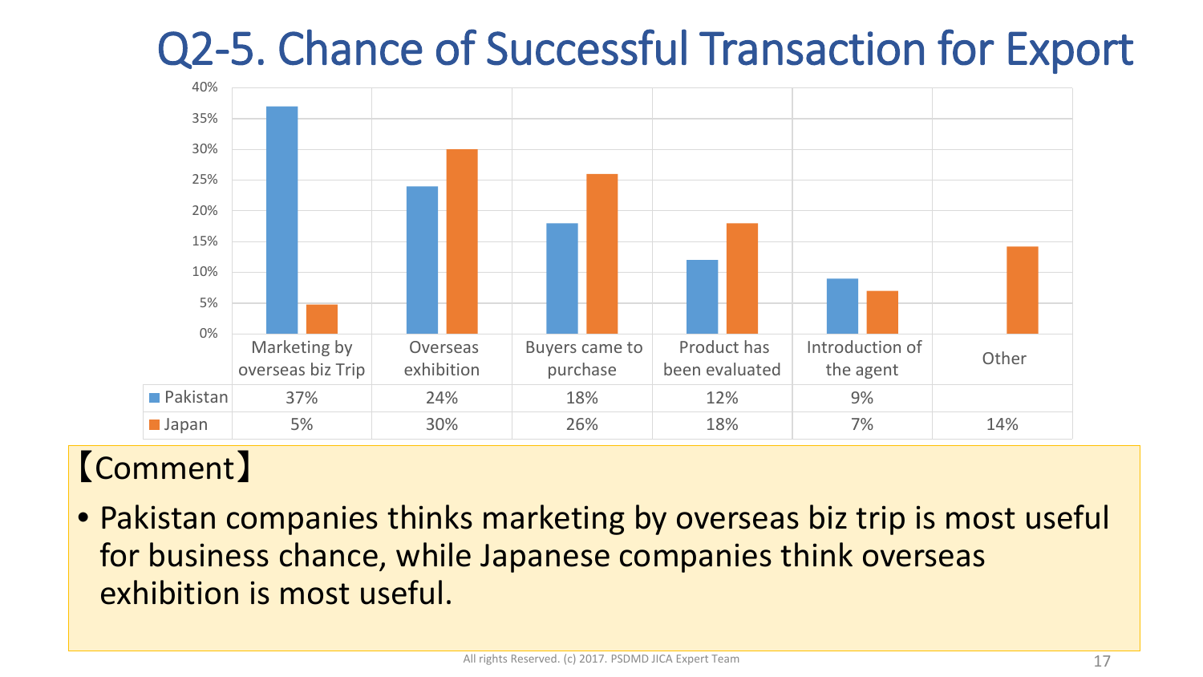# Q2-5. Chance of Successful Transaction for Export

| | Marketing by overseas biz Trip | Overseas exhibition | Buyers came to purchase | Product has been evaluated | Introduction of the agent | Other |
|---|---|---|---|---|---|---|
| Pakistan | 37% | 24% | 18% | 12% | 9% | |
| Japan | 5% | 30% | 26% | 18% | 7% | 14% |

【Comment】

- Pakistan companies thinks marketing by overseas biz trip is most useful for business chance, while Japanese companies think overseas exhibition is most useful.

All rights Reserved. (c) 2017. PSDMD JICA Expert Team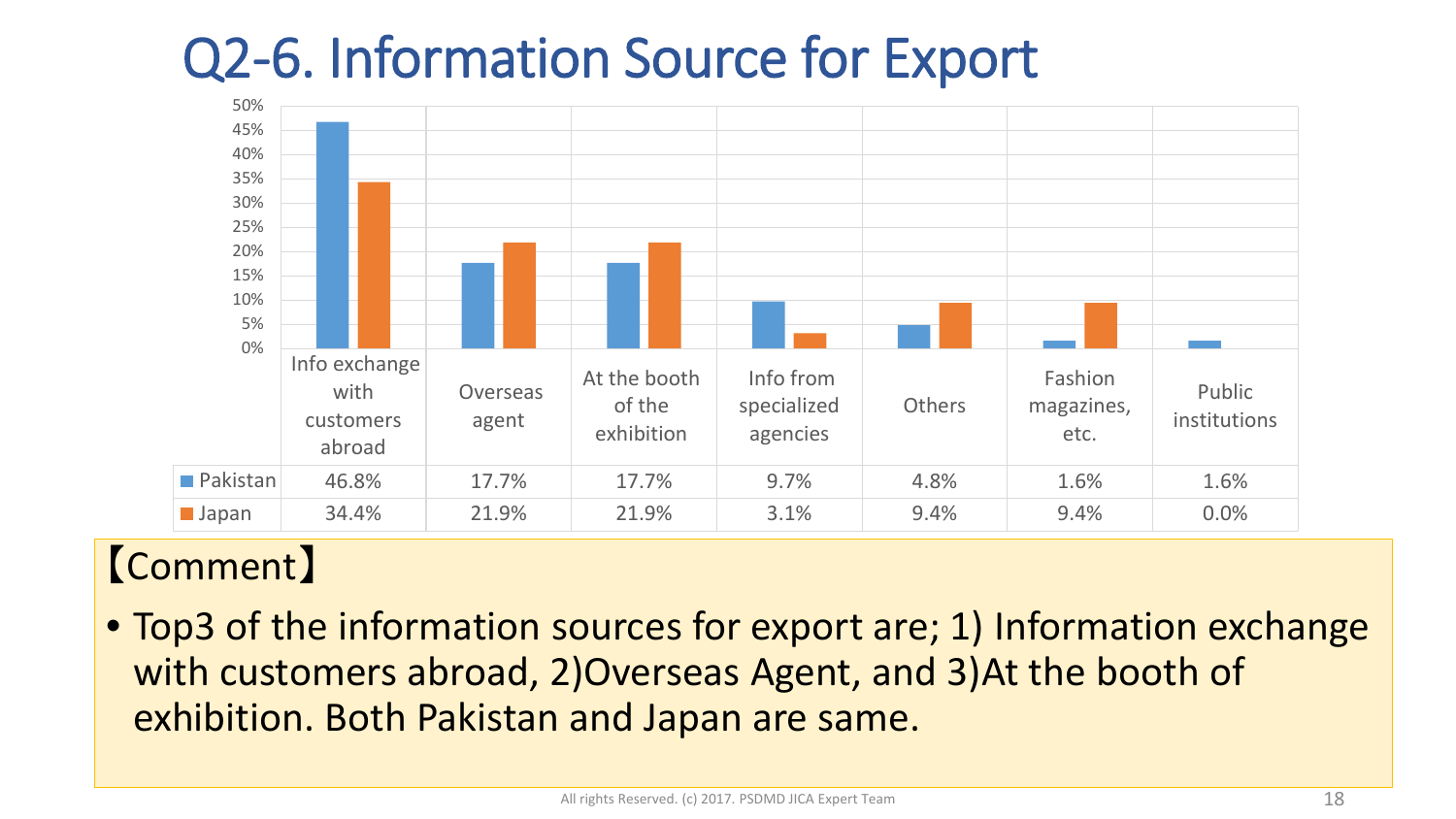# Q2-6. Information Source for Export

| | Info exchange with customers abroad | Overseas agent | At the booth of the exhibition | Info from specialized agencies | Others | Fashion magazines, etc. | Public institutions |
|---|---|---|---|---|---|---|---|
| Pakistan | 46.8% | 17.7% | 17.7% | 9.7% | 4.8% | 1.6% | 1.6% |
| Japan | 34.4% | 21.9% | 21.9% | 3.1% | 9.4% | 9.4% | 0.0% |

【Comment】

- Top3 of the information sources for export are; 1) Information exchange with customers abroad, 2)Overseas Agent, and 3)At the booth of exhibition. Both Pakistan and Japan are same.

All rights Reserved. (c) 2017. PSDMD JICA Expert Team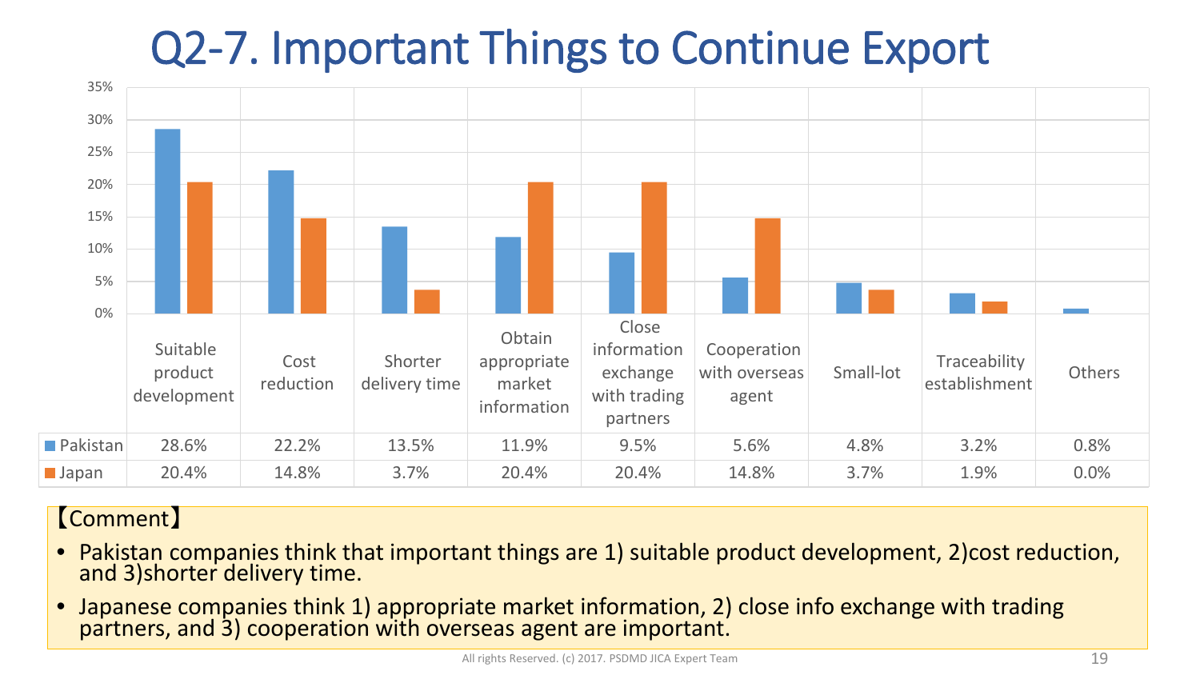# Q2-7. Important Things to Continue Export

| | Suitable product development | Cost reduction | Shorter delivery time | Obtain appropriate market information | Close information exchange with trading partners | Cooperation with overseas agent | Small-lot | Traceability establishment | Others |
|---|---|---|---|---|---|---|---|---|---|
| Pakistan | 28.6% | 22.2% | 13.5% | 11.9% | 9.5% | 5.6% | 4.8% | 3.2% | 0.8% |
| Japan | 20.4% | 14.8% | 3.7% | 20.4% | 20.4% | 14.8% | 3.7% | 1.9% | 0.0% |

【Comment】

- Pakistan companies think that important things are 1) suitable product development, 2)cost reduction, and 3)shorter delivery time.
- Japanese companies think 1) appropriate market information, 2) close info exchange with trading partners, and 3) cooperation with overseas agent are important.

All rights Reserved. (c) 2017. PSDMD JICA Expert Team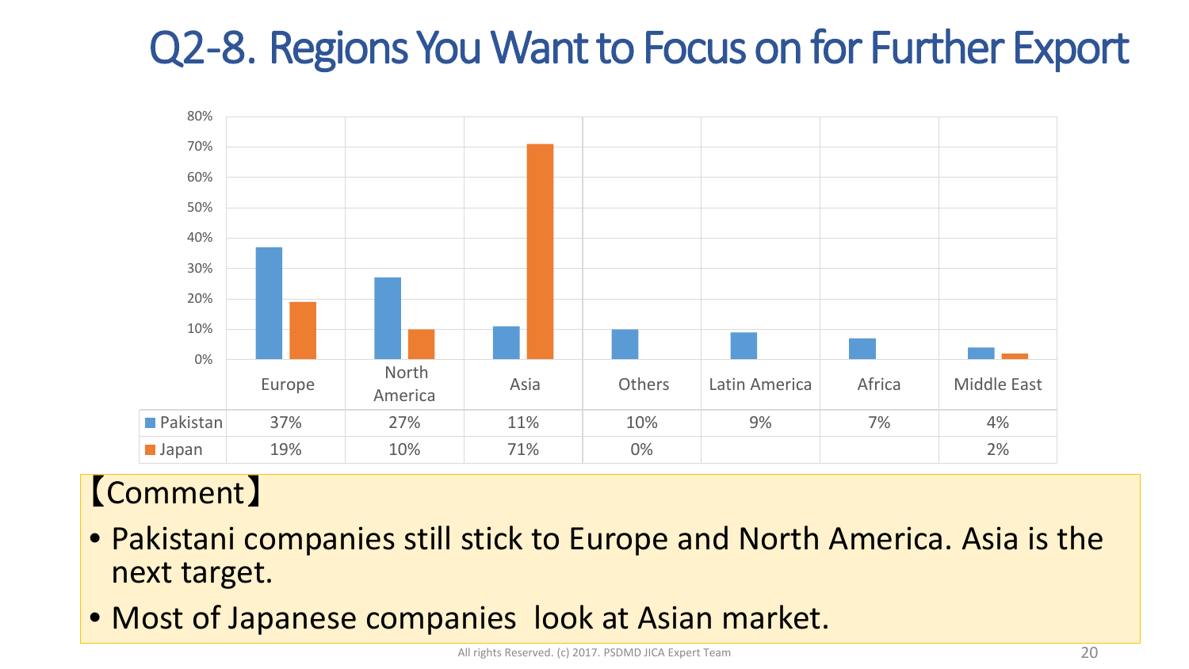# Q2-8. Regions You Want to Focus on for Further Export

| | Europe | North America | Asia | Others | Latin America | Africa | Middle East |
|---|---|---|---|---|---|---|---|
| Pakistan | 37% | 27% | 11% | 10% | 9% | 7% | 4% |
| Japan | 19% | 10% | 71% | 0% | | | 2% |

【Comment】

- Pakistani companies still stick to Europe and North America. Asia is the next target.
- Most of Japanese companies  look at Asian market.

All rights Reserved. (c) 2017. PSDMD JICA Expert Team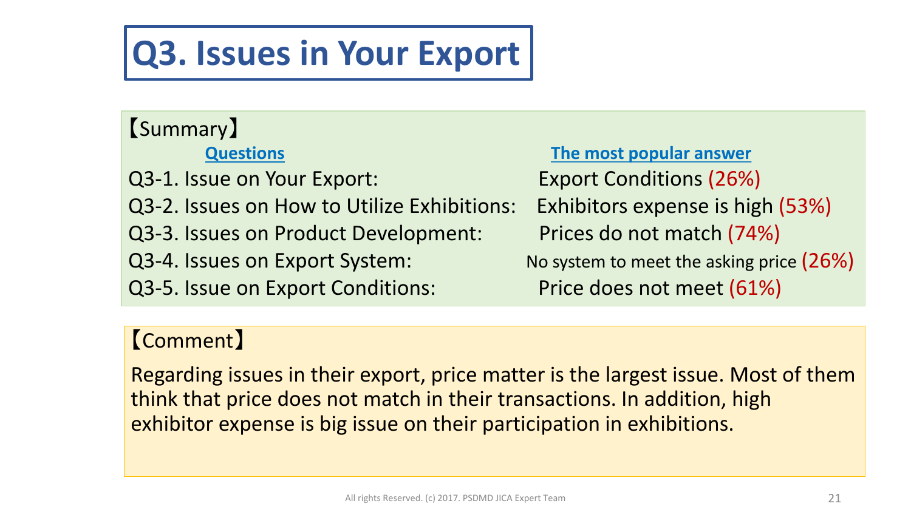# Q3. Issues in Your Export

【Summary】

| Questions | The most popular answer |
| --- | --- |
| Q3-1. Issue on Your Export: | Export Conditions (26%) |
| Q3-2. Issues on How to Utilize Exhibitions: | Exhibitors expense is high (53%) |
| Q3-3. Issues on Product Development: | Prices do not match (74%) |
| Q3-4. Issues on Export System: | No system to meet the asking price (26%) |
| Q3-5. Issue on Export Conditions: | Price does not meet (61%) |

【Comment】

Regarding issues in their export, price matter is the largest issue. Most of them think that price does not match in their transactions. In addition, high exhibitor expense is big issue on their participation in exhibitions.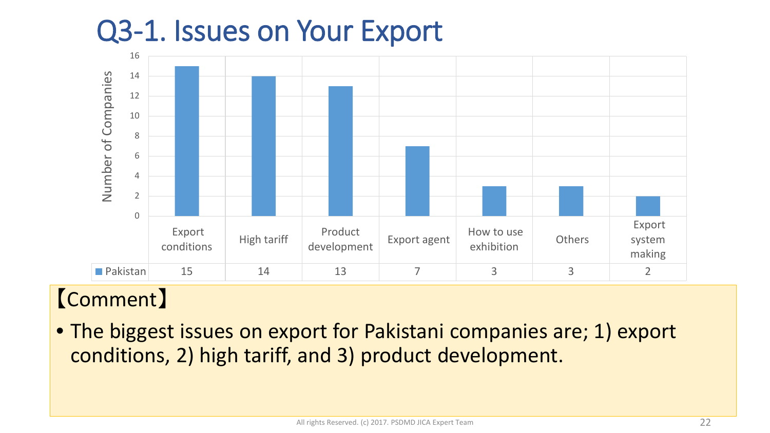# Q3-1. Issues on Your Export

| | Export conditions | High tariff | Product development | Export agent | How to use exhibition | Others | Export system making |
|---|---|---|---|---|---|---|---|
| Pakistan | 15 | 14 | 13 | 7 | 3 | 3 | 2 |

Number of Companies

【Comment】

- The biggest issues on export for Pakistani companies are; 1) export conditions, 2) high tariff, and 3) product development.

All rights Reserved. (c) 2017. PSDMD JICA Expert Team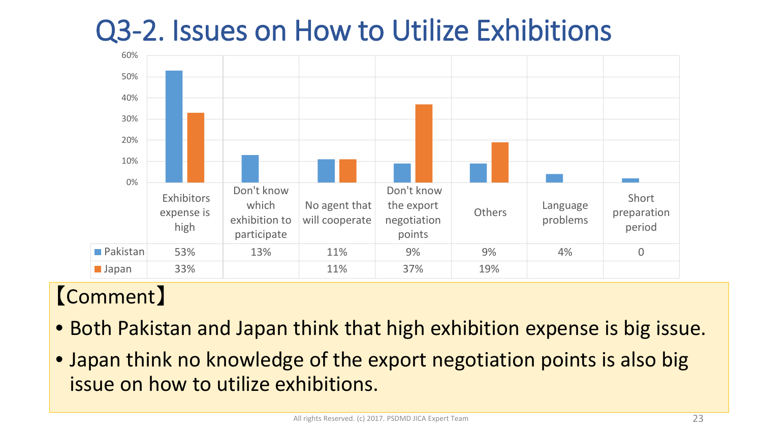# Q3-2. Issues on How to Utilize Exhibitions

| | Exhibitors expense is high | Don't know which exhibition to participate | No agent that will cooperate | Don't know the export negotiation points | Others | Language problems | Short preparation period |
|---|---|---|---|---|---|---|---|
| Pakistan | 53% | 13% | 11% | 9% | 9% | 4% | 0 |
| Japan | 33% | | 11% | 37% | 19% | | |

【Comment】

- Both Pakistan and Japan think that high exhibition expense is big issue.
- Japan think no knowledge of the export negotiation points is also big issue on how to utilize exhibitions.

All rights Reserved. (c) 2017. PSDMD JICA Expert Team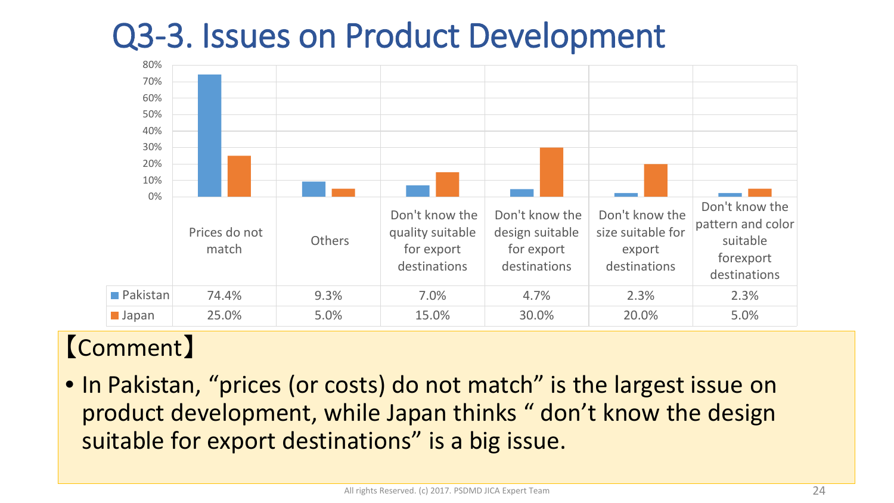# Q3-3. Issues on Product Development

| | Prices do not match | Others | Don't know the quality suitable for export destinations | Don't know the design suitable for export destinations | Don't know the size suitable for export destinations | Don't know the pattern and color suitable forexport destinations |
|---|---|---|---|---|---|---|
| Pakistan | 74.4% | 9.3% | 7.0% | 4.7% | 2.3% | 2.3% |
| Japan | 25.0% | 5.0% | 15.0% | 30.0% | 20.0% | 5.0% |

【Comment】

- In Pakistan, “prices (or costs) do not match” is the largest issue on product development, while Japan thinks “ don’t know the design suitable for export destinations” is a big issue.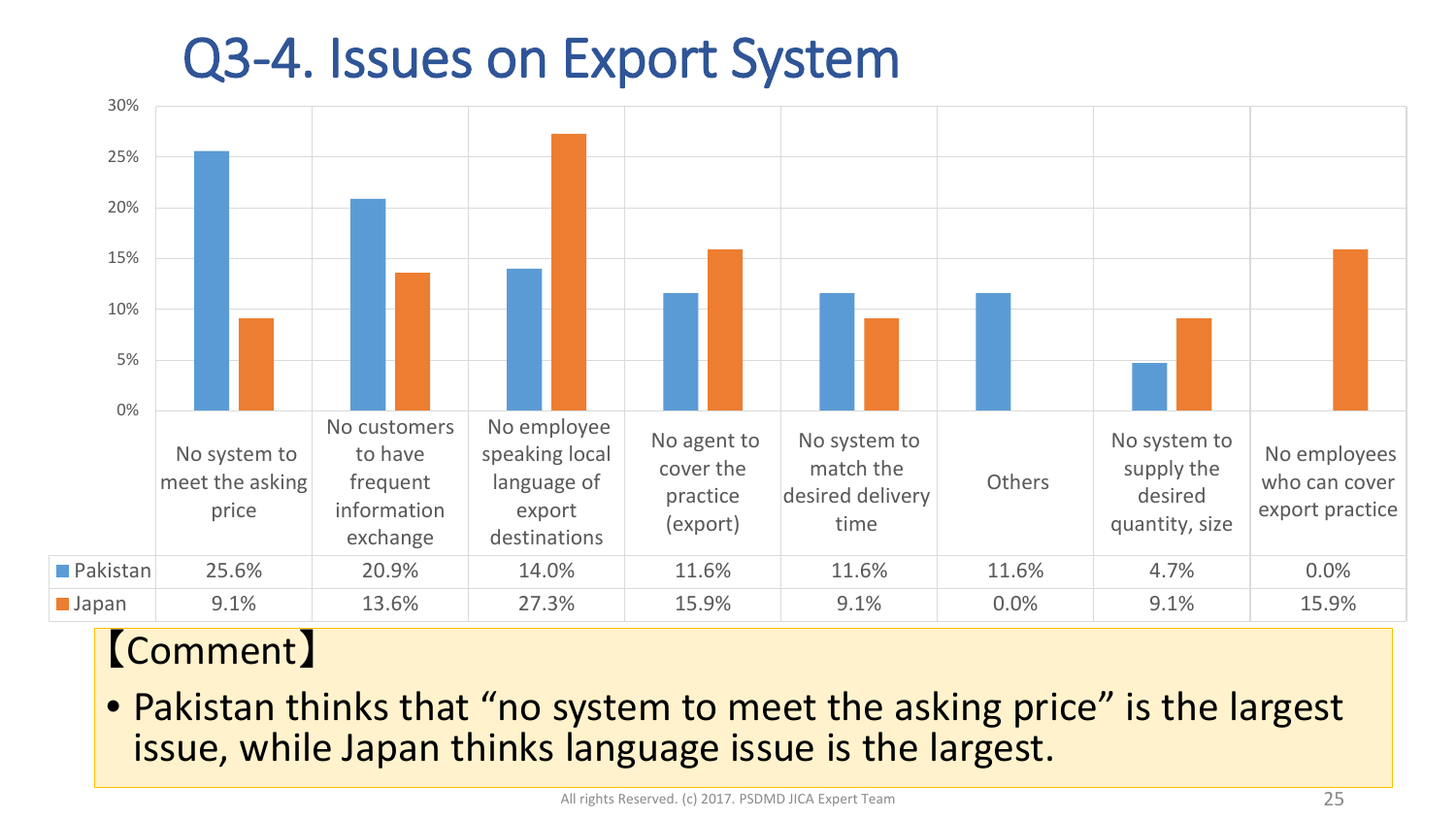# Q3-4. Issues on Export System

| | No system to meet the asking price | No customers to have frequent information exchange | No employee speaking local language of export destinations | No agent to cover the practice (export) | No system to match the desired delivery time | Others | No system to supply the desired quantity, size | No employees who can cover export practice |
|---|---|---|---|---|---|---|---|---|
| Pakistan | 25.6% | 20.9% | 14.0% | 11.6% | 11.6% | 11.6% | 4.7% | 0.0% |
| Japan | 9.1% | 13.6% | 27.3% | 15.9% | 9.1% | 0.0% | 9.1% | 15.9% |

【Comment】

- Pakistan thinks that “no system to meet the asking price” is the largest issue, while Japan thinks language issue is the largest.

All rights Reserved. (c) 2017. PSDMD JICA Expert Team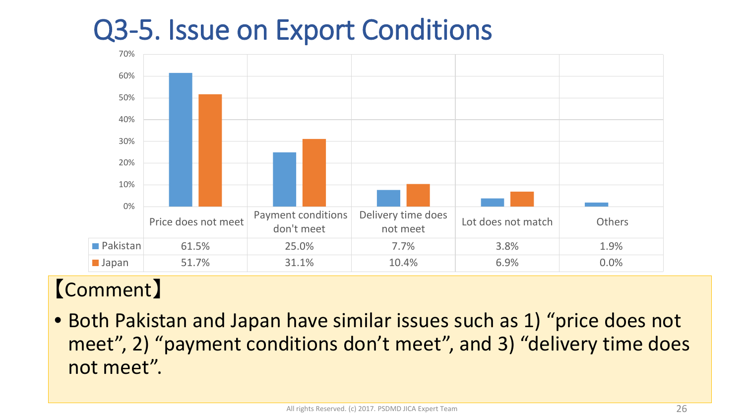# Q3-5. Issue on Export Conditions

|  | Price does not meet | Payment conditions don't meet | Delivery time does not meet | Lot does not match | Others |
|---|---|---|---|---|---|
| Pakistan | 61.5% | 25.0% | 7.7% | 3.8% | 1.9% |
| Japan | 51.7% | 31.1% | 10.4% | 6.9% | 0.0% |

【Comment】

- Both Pakistan and Japan have similar issues such as 1) "price does not meet", 2) "payment conditions don't meet", and 3) "delivery time does not meet".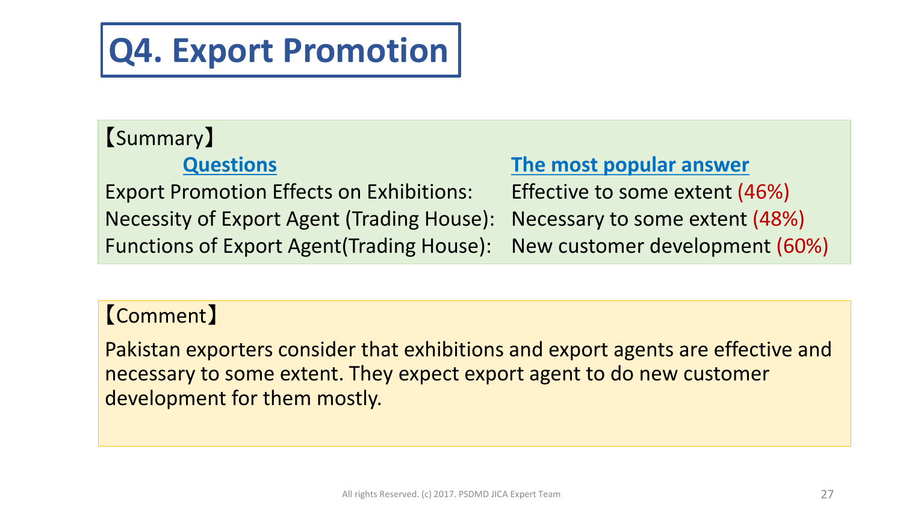# Q4. Export Promotion

【Summary】

| Questions | The most popular answer |
| --- | --- |
| Export Promotion Effects on Exhibitions: | Effective to some extent (46%) |
| Necessity of Export Agent (Trading House): | Necessary to some extent (48%) |
| Functions of Export Agent(Trading House): | New customer development (60%) |

【Comment】

Pakistan exporters consider that exhibitions and export agents are effective and necessary to some extent. They expect export agent to do new customer development for them mostly.

All rights Reserved. (c) 2017. PSDMD JICA Expert Team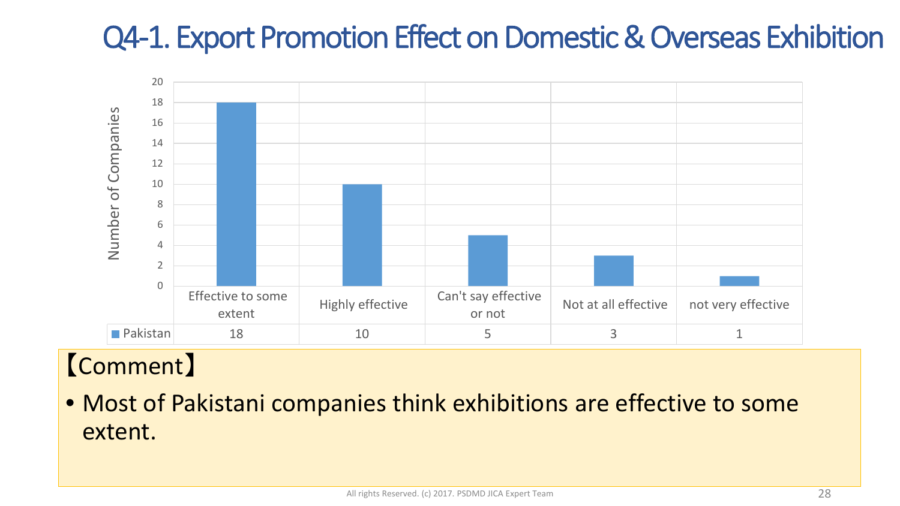# Q4-1. Export Promotion Effect on Domestic & Overseas Exhibition

| | Effective to some extent | Highly effective | Can't say effective or not | Not at all effective | not very effective |
|---|---|---|---|---|---|
| Pakistan | 18 | 10 | 5 | 3 | 1 |

Number of Companies

【Comment】

- Most of Pakistani companies think exhibitions are effective to some extent.

All rights Reserved. (c) 2017. PSDMD JICA Expert Team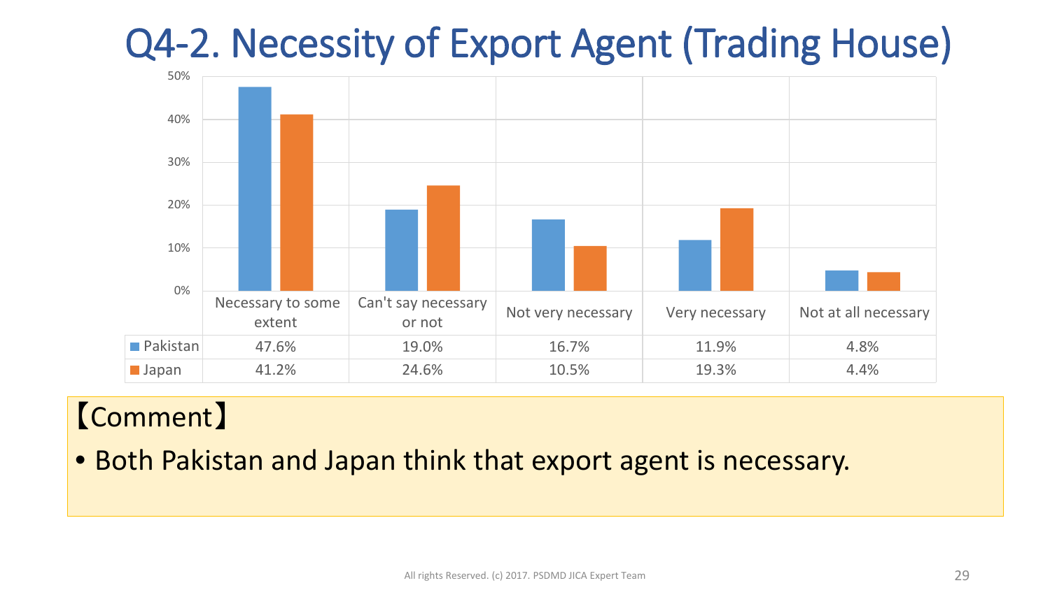# Q4-2. Necessity of Export Agent (Trading House)

| | Necessary to some extent | Can't say necessary or not | Not very necessary | Very necessary | Not at all necessary |
|---|---|---|---|---|---|
| Pakistan | 47.6% | 19.0% | 16.7% | 11.9% | 4.8% |
| Japan | 41.2% | 24.6% | 10.5% | 19.3% | 4.4% |

【Comment】

- Both Pakistan and Japan think that export agent is necessary.

All rights Reserved. (c) 2017. PSDMD JICA Expert Team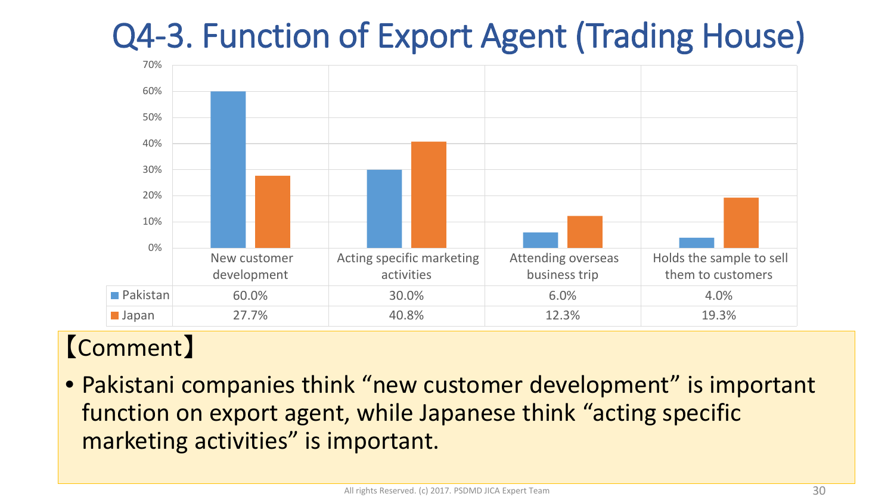# Q4-3. Function of Export Agent (Trading House)

| | New customer development | Acting specific marketing activities | Attending overseas business trip | Holds the sample to sell them to customers |
|---|---|---|---|---|
| Pakistan | 60.0% | 30.0% | 6.0% | 4.0% |
| Japan | 27.7% | 40.8% | 12.3% | 19.3% |

【Comment】

- Pakistani companies think "new customer development" is important function on export agent, while Japanese think "acting specific marketing activities" is important.

All rights Reserved. (c) 2017. PSDMD JICA Expert Team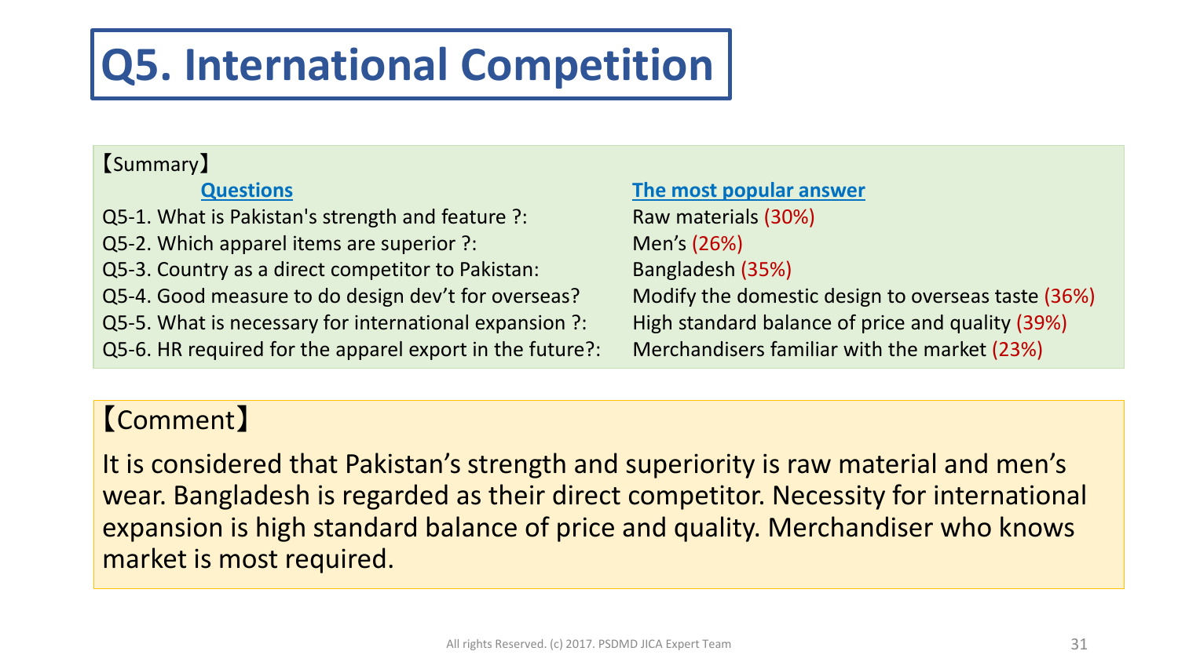# Q5. International Competition

【Summary】

| Questions | The most popular answer |
| --- | --- |
| Q5-1. What is Pakistan's strength and feature ?: | Raw materials (30%) |
| Q5-2. Which apparel items are superior ?: | Men's (26%) |
| Q5-3. Country as a direct competitor to Pakistan: | Bangladesh (35%) |
| Q5-4. Good measure to do design dev't for overseas? | Modify the domestic design to overseas taste (36%) |
| Q5-5. What is necessary for international expansion ?: | High standard balance of price and quality (39%) |
| Q5-6. HR required for the apparel export in the future?: | Merchandisers familiar with the market (23%) |

【Comment】

It is considered that Pakistan's strength and superiority is raw material and men's wear. Bangladesh is regarded as their direct competitor. Necessity for international expansion is high standard balance of price and quality. Merchandiser who knows market is most required.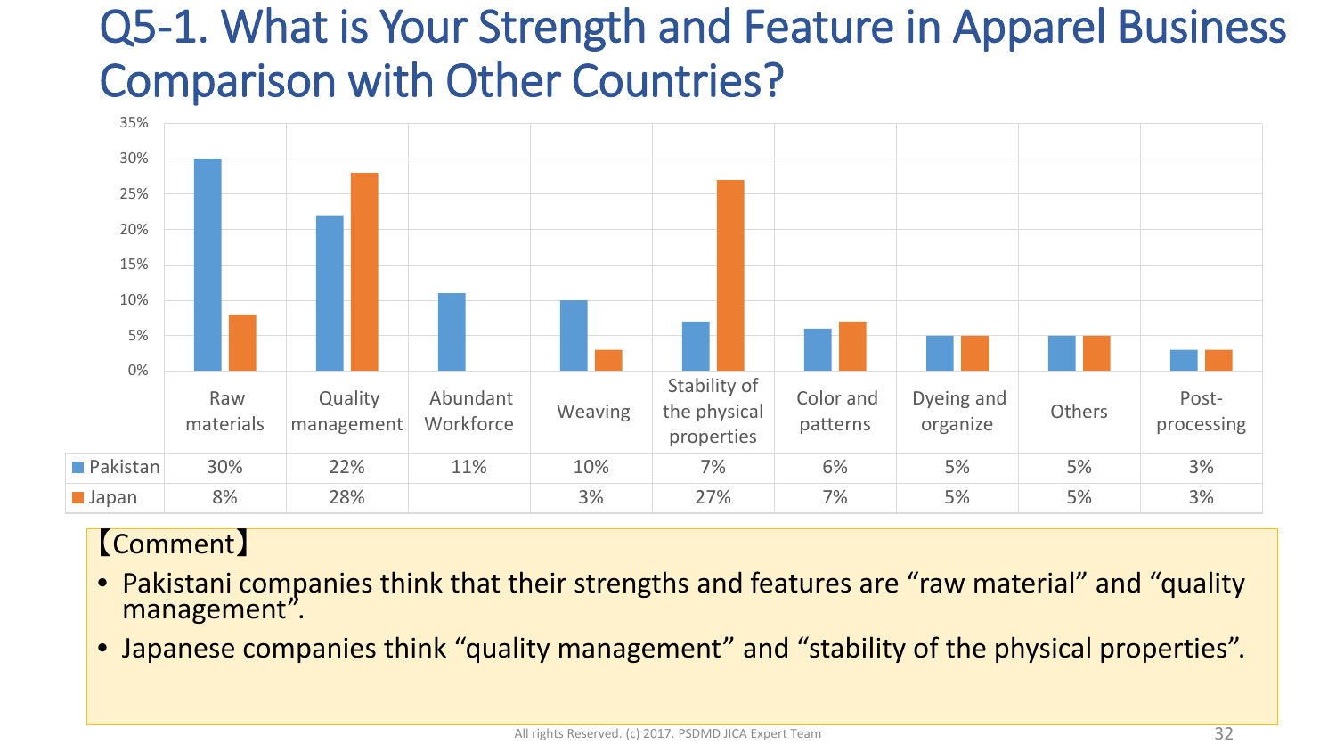# Q5-1. What is Your Strength and Feature in Apparel Business Comparison with Other Countries?

| | Raw materials | Quality management | Abundant Workforce | Weaving | Stability of the physical properties | Color and patterns | Dyeing and organize | Others | Post-processing |
|---|---|---|---|---|---|---|---|---|---|
| Pakistan | 30% | 22% | 11% | 10% | 7% | 6% | 5% | 5% | 3% |
| Japan | 8% | 28% | | 3% | 27% | 7% | 5% | 5% | 3% |

【Comment】

- Pakistani companies think that their strengths and features are “raw material” and “quality management”.
- Japanese companies think “quality management” and “stability of the physical properties”.

All rights Reserved. (c) 2017. PSDMD JICA Expert Team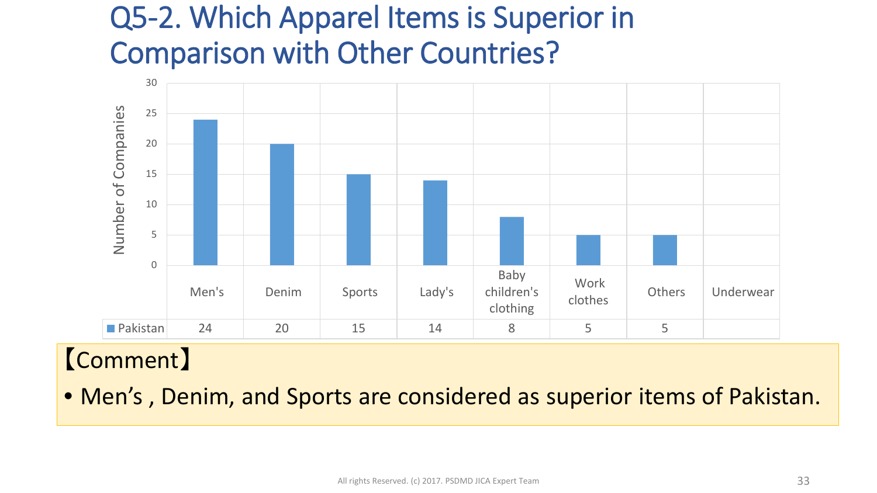# Q5-2. Which Apparel Items is Superior in Comparison with Other Countries?

| | Men's | Denim | Sports | Lady's | Baby children's clothing | Work clothes | Others | Underwear |
|---|---|---|---|---|---|---|---|---|
| Pakistan | 24 | 20 | 15 | 14 | 8 | 5 | 5 | |

【Comment】

- Men's , Denim, and Sports are considered as superior items of Pakistan.

All rights Reserved. (c) 2017. PSDMD JICA Expert Team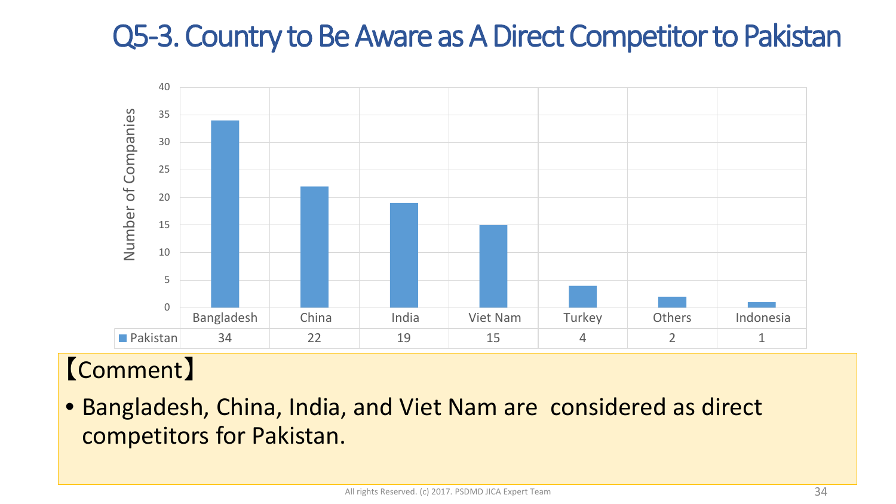# Q5-3. Country to Be Aware as A Direct Competitor to Pakistan

| | Bangladesh | China | India | Viet Nam | Turkey | Others | Indonesia |
|---|---|---|---|---|---|---|---|
| Pakistan | 34 | 22 | 19 | 15 | 4 | 2 | 1 |

Number of Companies

【Comment】

- Bangladesh, China, India, and Viet Nam are considered as direct competitors for Pakistan.

All rights Reserved. (c) 2017. PSDMD JICA Expert Team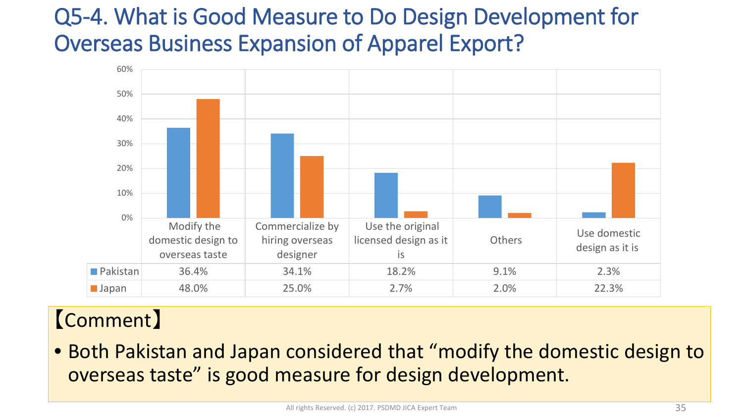# Q5-4. What is Good Measure to Do Design Development for Overseas Business Expansion of Apparel Export?

| | Modify the domestic design to overseas taste | Commercialize by hiring overseas designer | Use the original licensed design as it is | Others | Use domestic design as it is |
|---|---|---|---|---|---|
| Pakistan | 36.4% | 34.1% | 18.2% | 9.1% | 2.3% |
| Japan | 48.0% | 25.0% | 2.7% | 2.0% | 22.3% |

【Comment】

- Both Pakistan and Japan considered that “modify the domestic design to overseas taste” is good measure for design development.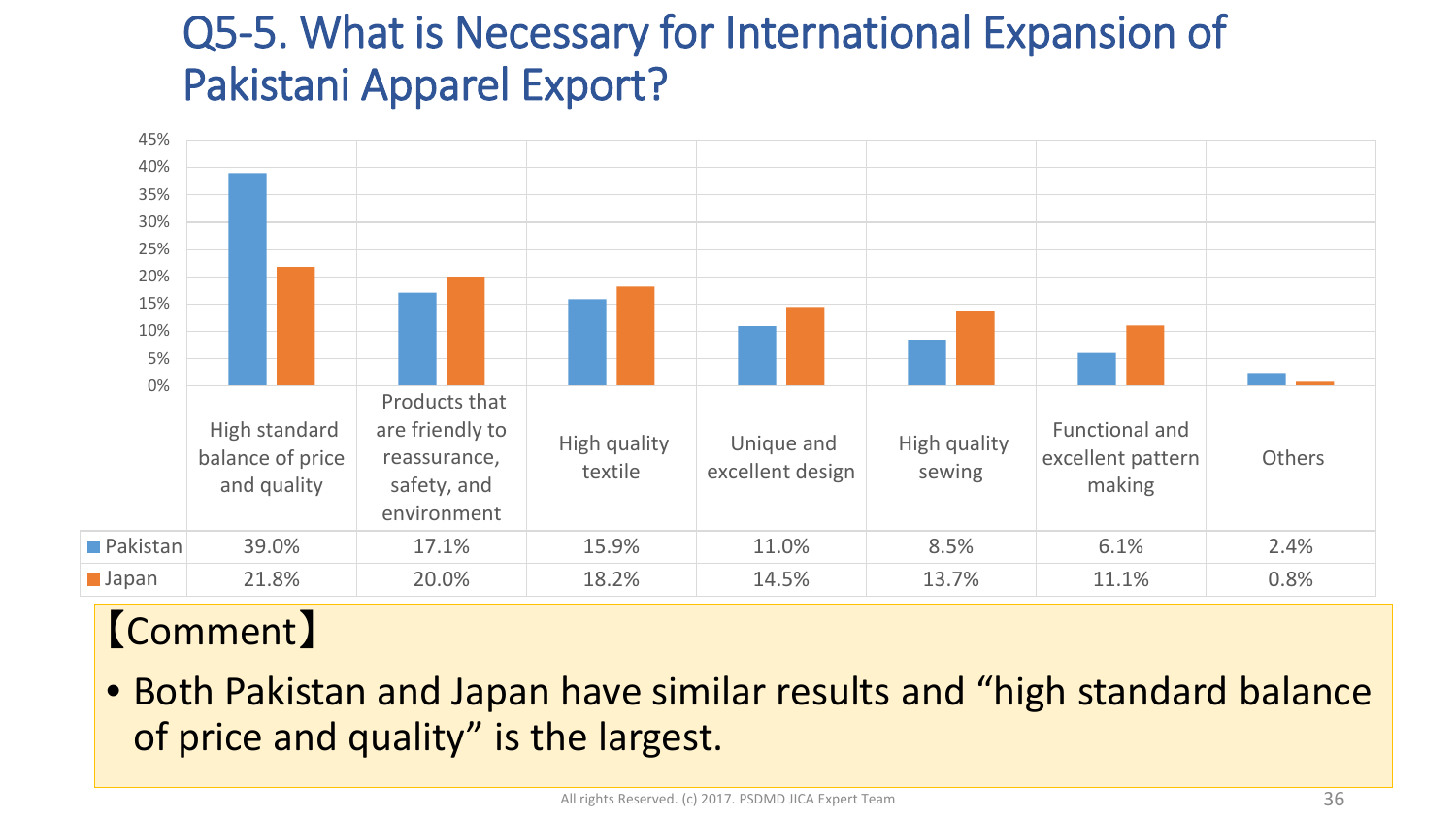# Q5-5. What is Necessary for International Expansion of Pakistani Apparel Export?

| | High standard balance of price and quality | Products that are friendly to reassurance, safety, and environment | High quality textile | Unique and excellent design | High quality sewing | Functional and excellent pattern making | Others |
|---|---|---|---|---|---|---|---|
| Pakistan | 39.0% | 17.1% | 15.9% | 11.0% | 8.5% | 6.1% | 2.4% |
| Japan | 21.8% | 20.0% | 18.2% | 14.5% | 13.7% | 11.1% | 0.8% |

【Comment】

- Both Pakistan and Japan have similar results and “high standard balance of price and quality” is the largest.

All rights Reserved. (c) 2017. PSDMD JICA Expert Team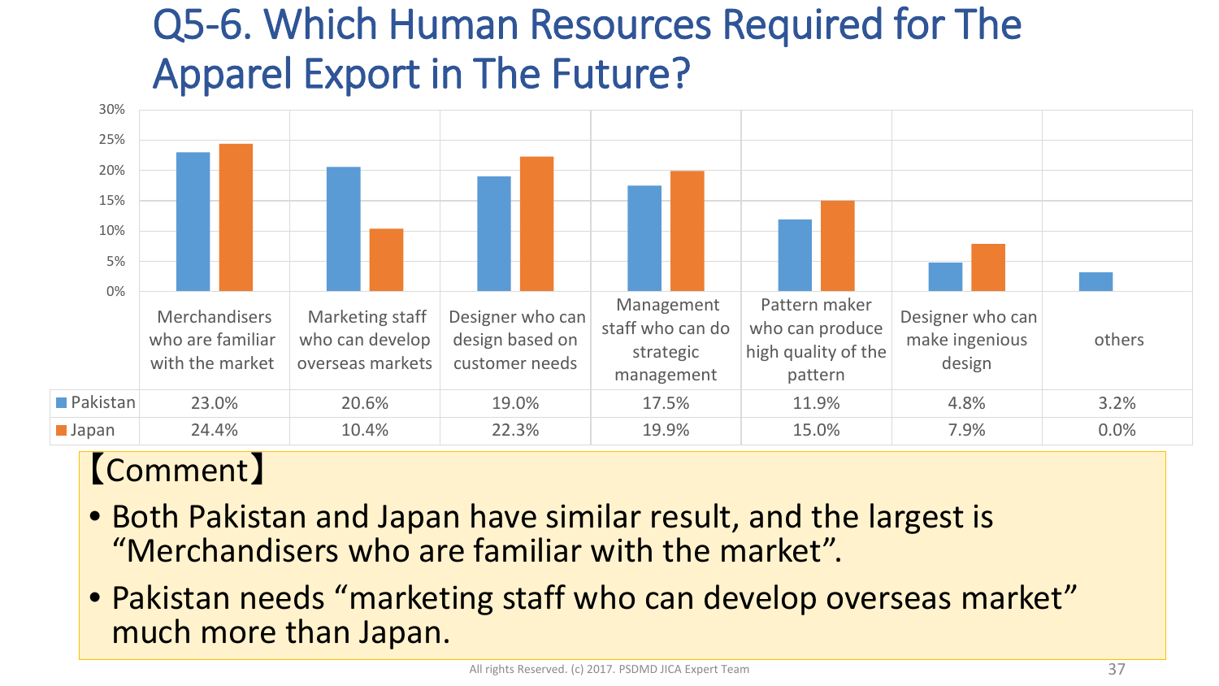# Q5-6. Which Human Resources Required for The Apparel Export in The Future?

| | Merchandisers who are familiar with the market | Marketing staff who can develop overseas markets | Designer who can design based on customer needs | Management staff who can do strategic management | Pattern maker who can produce high quality of the pattern | Designer who can make ingenious design | others |
|---|---|---|---|---|---|---|---|
| Pakistan | 23.0% | 20.6% | 19.0% | 17.5% | 11.9% | 4.8% | 3.2% |
| Japan | 24.4% | 10.4% | 22.3% | 19.9% | 15.0% | 7.9% | 0.0% |

【Comment】

- Both Pakistan and Japan have similar result, and the largest is "Merchandisers who are familiar with the market".
- Pakistan needs "marketing staff who can develop overseas market" much more than Japan.

All rights Reserved. (c) 2017. PSDMD JICA Expert Team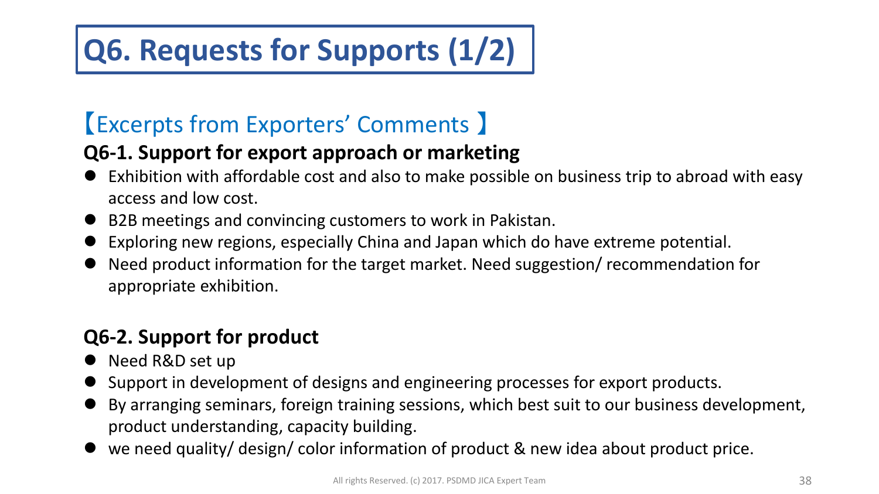# Q6. Requests for Supports (1/2)

## 【Excerpts from Exporters' Comments 】

### Q6-1. Support for export approach or marketing

- Exhibition with affordable cost and also to make possible on business trip to abroad with easy access and low cost.
- B2B meetings and convincing customers to work in Pakistan.
- Exploring new regions, especially China and Japan which do have extreme potential.
- Need product information for the target market. Need suggestion/ recommendation for appropriate exhibition.

### Q6-2. Support for product

- Need R&D set up
- Support in development of designs and engineering processes for export products.
- By arranging seminars, foreign training sessions, which best suit to our business development, product understanding, capacity building.
- we need quality/ design/ color information of product & new idea about product price.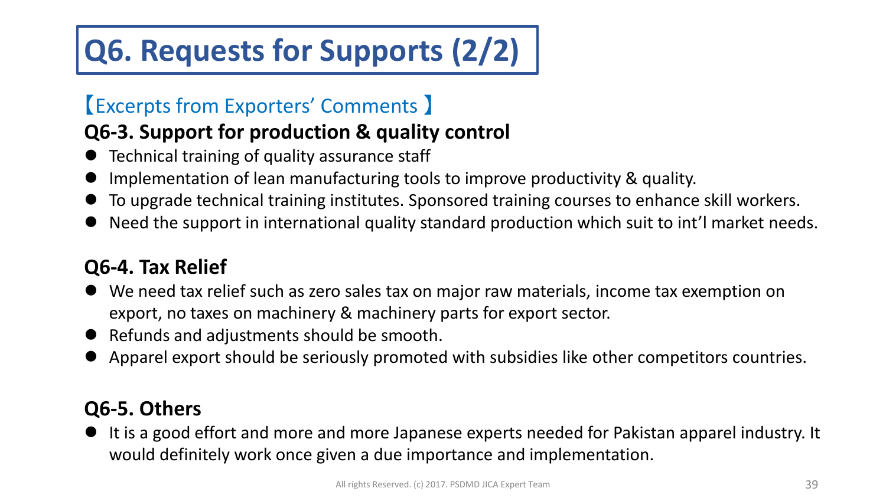# Q6. Requests for Supports (2/2)

【Excerpts from Exporters' Comments 】

### Q6-3. Support for production & quality control

- Technical training of quality assurance staff
- Implementation of lean manufacturing tools to improve productivity & quality.
- To upgrade technical training institutes. Sponsored training courses to enhance skill workers.
- Need the support in international quality standard production which suit to int'l market needs.

### Q6-4. Tax Relief

- We need tax relief such as zero sales tax on major raw materials, income tax exemption on export, no taxes on machinery & machinery parts for export sector.
- Refunds and adjustments should be smooth.
- Apparel export should be seriously promoted with subsidies like other competitors countries.

### Q6-5. Others

- It is a good effort and more and more Japanese experts needed for Pakistan apparel industry. It would definitely work once given a due importance and implementation.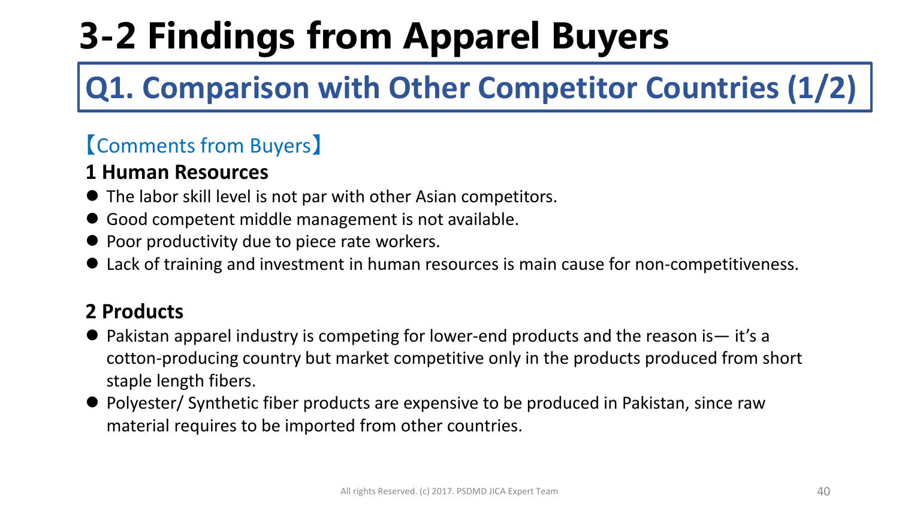# 3-2 Findings from Apparel Buyers

## Q1. Comparison with Other Competitor Countries (1/2)

【Comments from Buyers】

### 1 Human Resources

- The labor skill level is not par with other Asian competitors.
- Good competent middle management is not available.
- Poor productivity due to piece rate workers.
- Lack of training and investment in human resources is main cause for non-competitiveness.

### 2 Products

- Pakistan apparel industry is competing for lower-end products and the reason is— it's a cotton-producing country but market competitive only in the products produced from short staple length fibers.
- Polyester/ Synthetic fiber products are expensive to be produced in Pakistan, since raw material requires to be imported from other countries.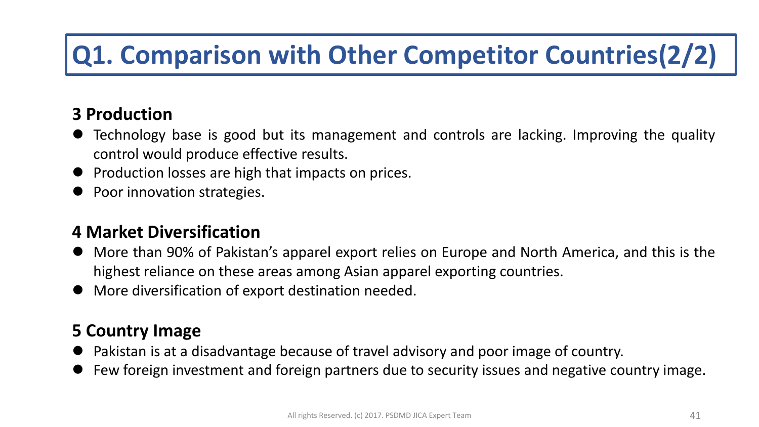# Q1. Comparison with Other Competitor Countries(2/2)

### 3 Production

- Technology base is good but its management and controls are lacking. Improving the quality control would produce effective results.
- Production losses are high that impacts on prices.
- Poor innovation strategies.

### 4 Market Diversification

- More than 90% of Pakistan's apparel export relies on Europe and North America, and this is the highest reliance on these areas among Asian apparel exporting countries.
- More diversification of export destination needed.

### 5 Country Image

- Pakistan is at a disadvantage because of travel advisory and poor image of country.
- Few foreign investment and foreign partners due to security issues and negative country image.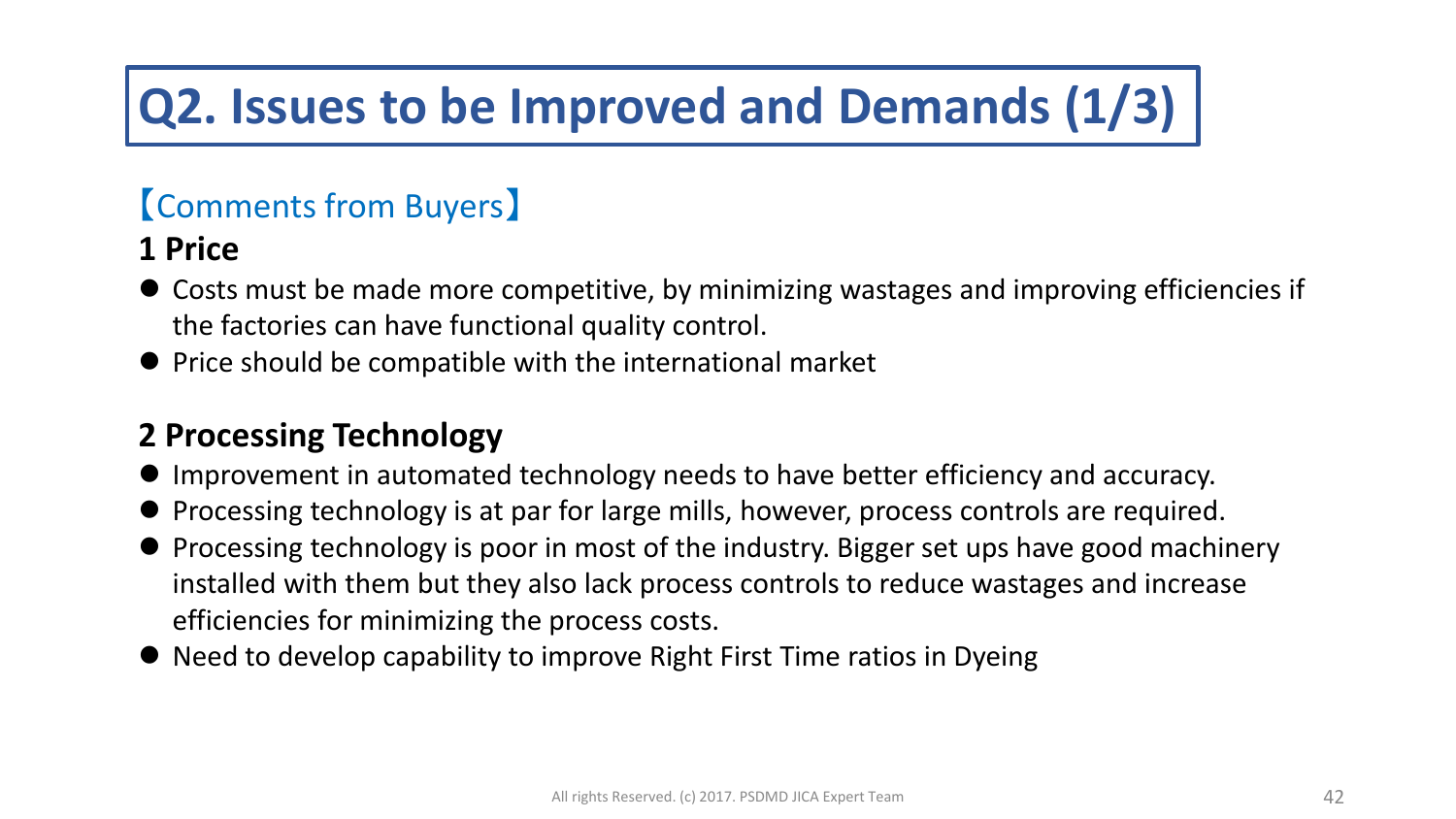# Q2. Issues to be Improved and Demands (1/3)

【Comments from Buyers】

### 1 Price

- Costs must be made more competitive, by minimizing wastages and improving efficiencies if the factories can have functional quality control.
- Price should be compatible with the international market

### 2 Processing Technology

- Improvement in automated technology needs to have better efficiency and accuracy.
- Processing technology is at par for large mills, however, process controls are required.
- Processing technology is poor in most of the industry. Bigger set ups have good machinery installed with them but they also lack process controls to reduce wastages and increase efficiencies for minimizing the process costs.
- Need to develop capability to improve Right First Time ratios in Dyeing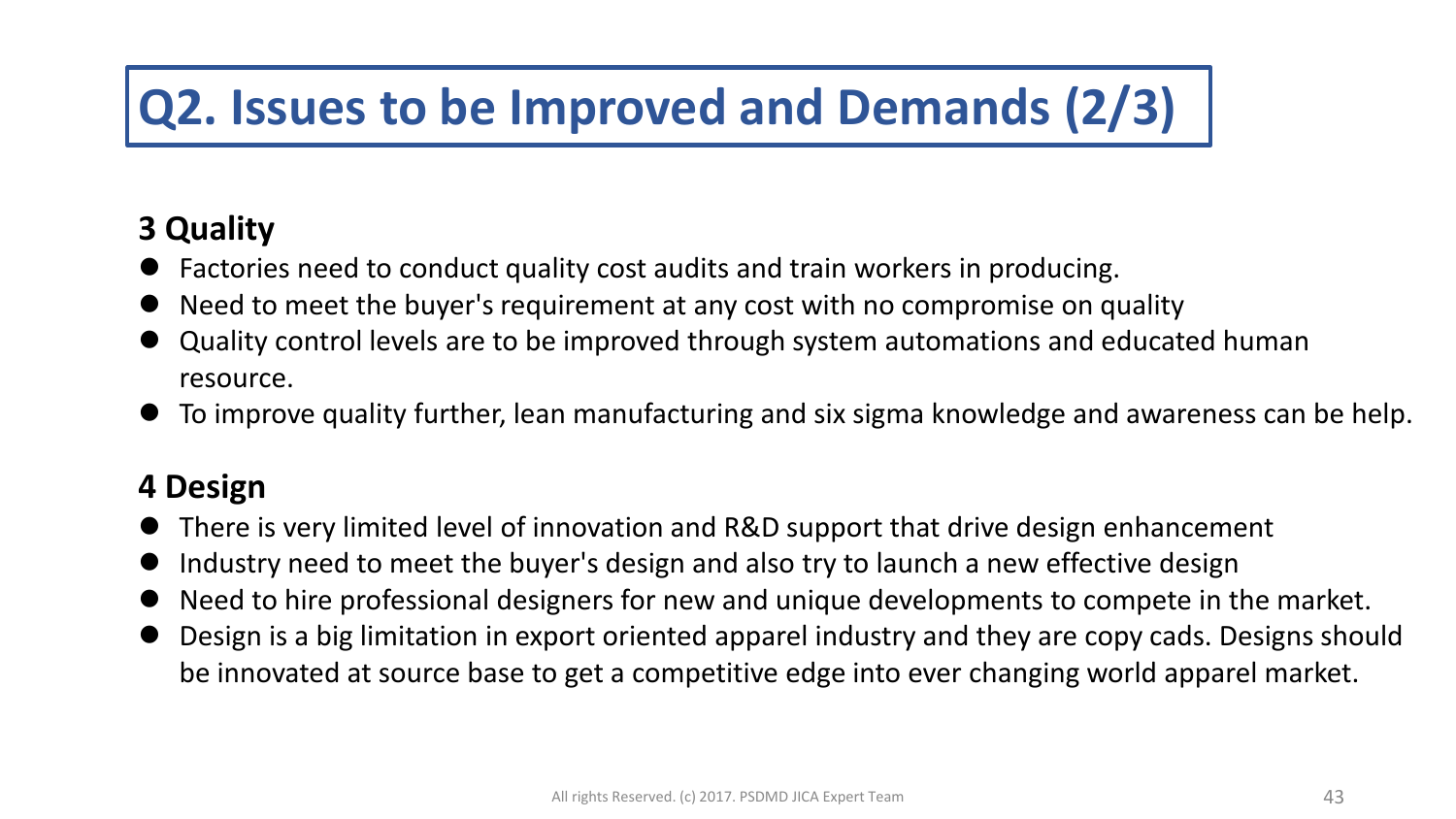# Q2. Issues to be Improved and Demands (2/3)

### 3 Quality

- Factories need to conduct quality cost audits and train workers in producing.
- Need to meet the buyer's requirement at any cost with no compromise on quality
- Quality control levels are to be improved through system automations and educated human resource.
- To improve quality further, lean manufacturing and six sigma knowledge and awareness can be help.

### 4 Design

- There is very limited level of innovation and R&D support that drive design enhancement
- Industry need to meet the buyer's design and also try to launch a new effective design
- Need to hire professional designers for new and unique developments to compete in the market.
- Design is a big limitation in export oriented apparel industry and they are copy cads. Designs should be innovated at source base to get a competitive edge into ever changing world apparel market.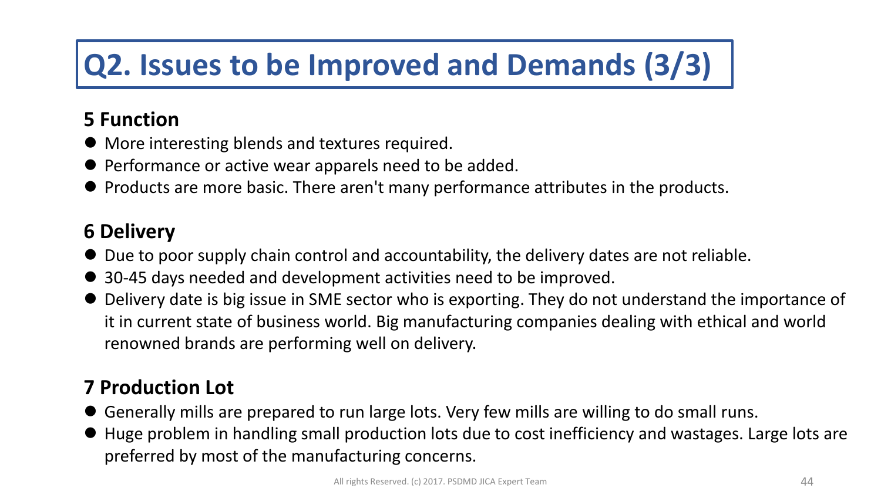# Q2. Issues to be Improved and Demands (3/3)

## 5 Function

- More interesting blends and textures required.
- Performance or active wear apparels need to be added.
- Products are more basic. There aren't many performance attributes in the products.

## 6 Delivery

- Due to poor supply chain control and accountability, the delivery dates are not reliable.
- 30-45 days needed and development activities need to be improved.
- Delivery date is big issue in SME sector who is exporting. They do not understand the importance of it in current state of business world. Big manufacturing companies dealing with ethical and world renowned brands are performing well on delivery.

## 7 Production Lot

- Generally mills are prepared to run large lots. Very few mills are willing to do small runs.
- Huge problem in handling small production lots due to cost inefficiency and wastages. Large lots are preferred by most of the manufacturing concerns.

All rights Reserved. (c) 2017. PSDMD JICA Expert Team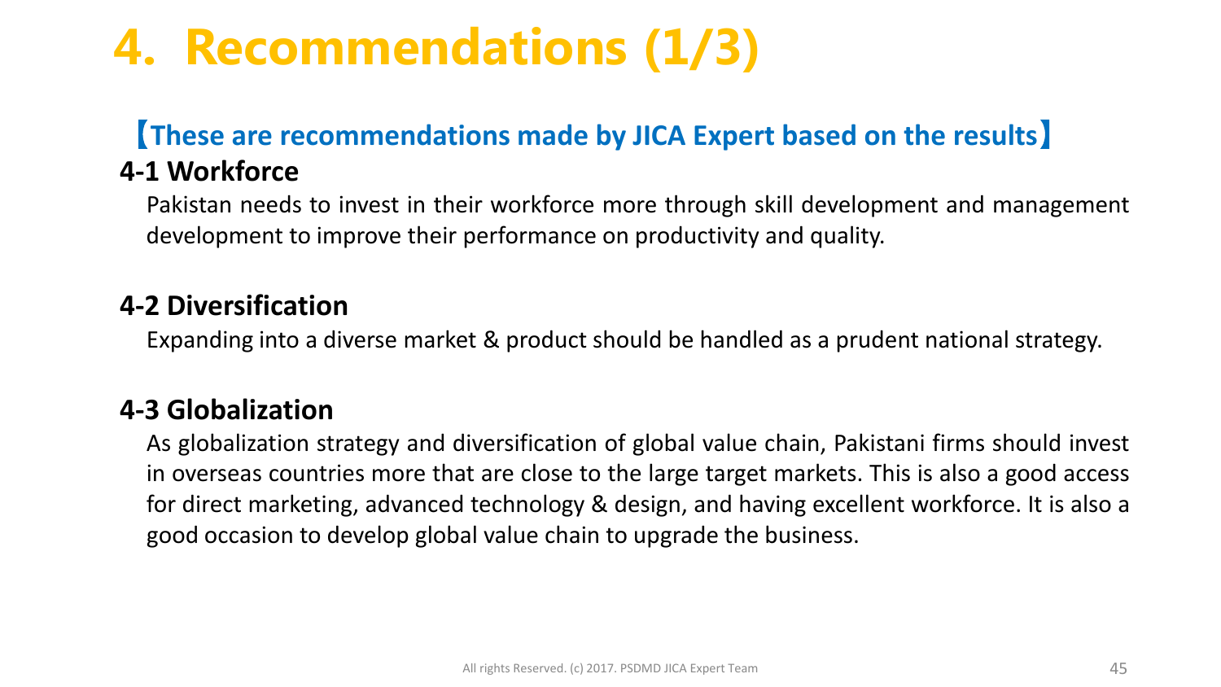# 4. Recommendations (1/3)

**【These are recommendations made by JICA Expert based on the results】**

## 4-1 Workforce

Pakistan needs to invest in their workforce more through skill development and management development to improve their performance on productivity and quality.

## 4-2 Diversification

Expanding into a diverse market & product should be handled as a prudent national strategy.

## 4-3 Globalization

As globalization strategy and diversification of global value chain, Pakistani firms should invest in overseas countries more that are close to the large target markets. This is also a good access for direct marketing, advanced technology & design, and having excellent workforce. It is also a good occasion to develop global value chain to upgrade the business.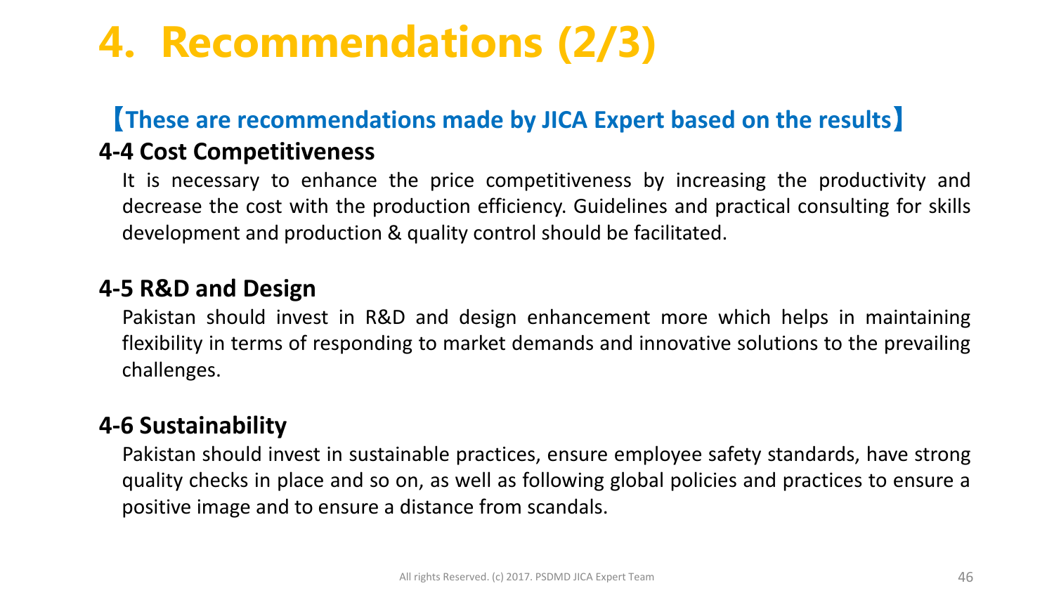# 4. Recommendations (2/3)

**【These are recommendations made by JICA Expert based on the results】**

### 4-4 Cost Competitiveness

It is necessary to enhance the price competitiveness by increasing the productivity and decrease the cost with the production efficiency. Guidelines and practical consulting for skills development and production & quality control should be facilitated.

### 4-5 R&D and Design

Pakistan should invest in R&D and design enhancement more which helps in maintaining flexibility in terms of responding to market demands and innovative solutions to the prevailing challenges.

### 4-6 Sustainability

Pakistan should invest in sustainable practices, ensure employee safety standards, have strong quality checks in place and so on, as well as following global policies and practices to ensure a positive image and to ensure a distance from scandals.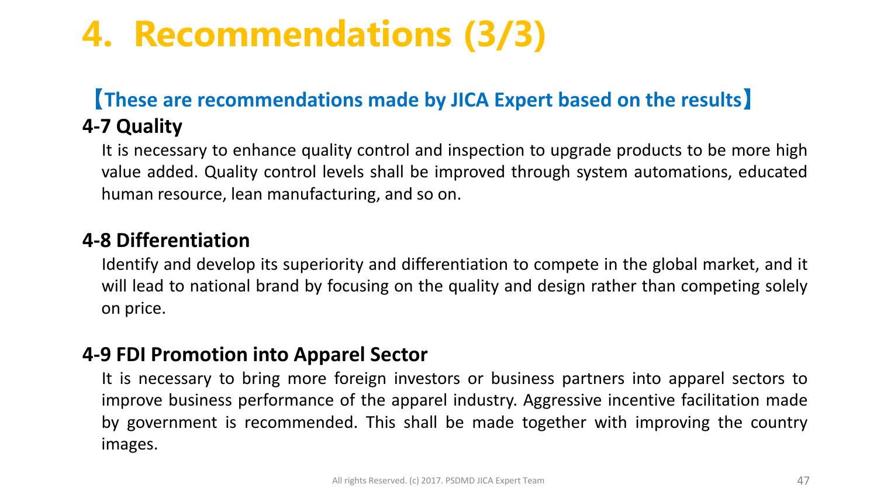# 4. Recommendations (3/3)

**【These are recommendations made by JICA Expert based on the results】**

### 4-7 Quality

It is necessary to enhance quality control and inspection to upgrade products to be more high value added. Quality control levels shall be improved through system automations, educated human resource, lean manufacturing, and so on.

### 4-8 Differentiation

Identify and develop its superiority and differentiation to compete in the global market, and it will lead to national brand by focusing on the quality and design rather than competing solely on price.

### 4-9 FDI Promotion into Apparel Sector

It is necessary to bring more foreign investors or business partners into apparel sectors to improve business performance of the apparel industry. Aggressive incentive facilitation made by government is recommended. This shall be made together with improving the country images.

All rights Reserved. (c) 2017. PSDMD JICA Expert Team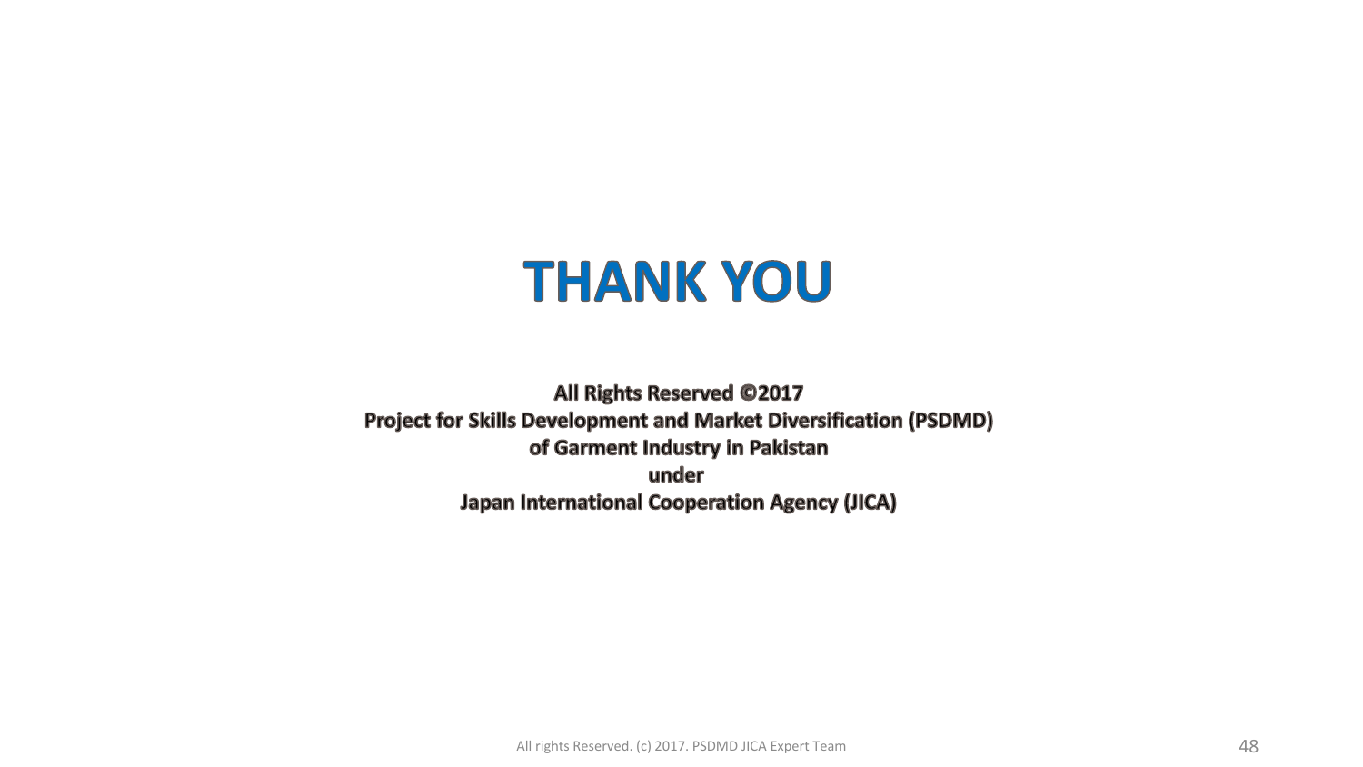# THANK YOU

**All Rights Reserved ©2017**
**Project for Skills Development and Market Diversification (PSDMD)**
**of Garment Industry in Pakistan**
**under**
**Japan International Cooperation Agency (JICA)**